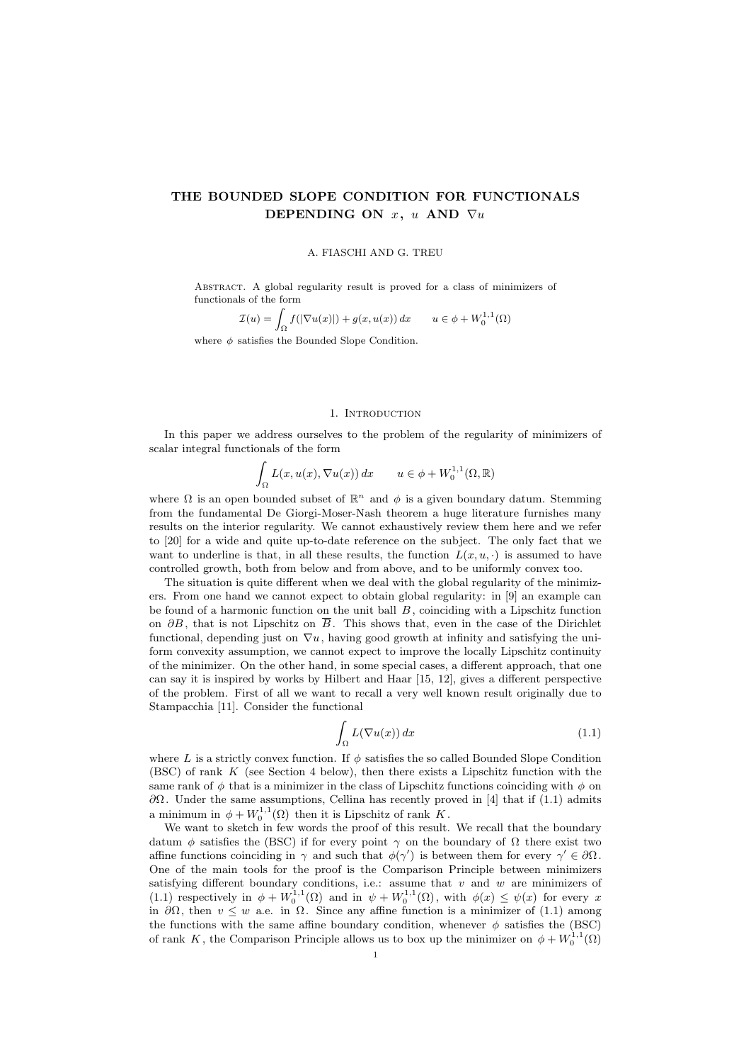# THE BOUNDED SLOPE CONDITION FOR FUNCTIONALS DEPENDING ON $x$, $u$ AND $\nabla u$

A. FIASCHI AND G. TREU

ABSTRACT. A global regularity result is proved for a class of minimizers of functionals of the form

$$\mathcal{I}(u) = \int_\Omega f(|\nabla u(x)|) + g(x, u(x))\, dx \qquad u \in \phi + W_0^{1,1}(\Omega)$$

where $\phi$ satisfies the Bounded Slope Condition.

## 1. Introduction

In this paper we address ourselves to the problem of the regularity of minimizers of scalar integral functionals of the form

$$\int_\Omega L(x, u(x), \nabla u(x))\, dx \qquad u \in \phi + W_0^{1,1}(\Omega, \mathbb{R})$$

where $\Omega$ is an open bounded subset of $\mathbb{R}^n$ and $\phi$ is a given boundary datum. Stemming from the fundamental De Giorgi-Moser-Nash theorem a huge literature furnishes many results on the interior regularity. We cannot exhaustively review them here and we refer to [20] for a wide and quite up-to-date reference on the subject. The only fact that we want to underline is that, in all these results, the function $L(x, u, \cdot)$ is assumed to have controlled growth, both from below and from above, and to be uniformly convex too.

The situation is quite different when we deal with the global regularity of the minimizers. From one hand we cannot expect to obtain global regularity: in [9] an example can be found of a harmonic function on the unit ball $B$, coinciding with a Lipschitz function on $\partial B$, that is not Lipschitz on $\overline{B}$. This shows that, even in the case of the Dirichlet functional, depending just on $\nabla u$, having good growth at infinity and satisfying the uniform convexity assumption, we cannot expect to improve the locally Lipschitz continuity of the minimizer. On the other hand, in some special cases, a different approach, that one can say it is inspired by works by Hilbert and Haar [15, 12], gives a different perspective of the problem. First of all we want to recall a very well known result originally due to Stampacchia [11]. Consider the functional

$$\int_\Omega L(\nabla u(x))\, dx \tag{1.1}$$

where $L$ is a strictly convex function. If $\phi$ satisfies the so called Bounded Slope Condition (BSC) of rank $K$ (see Section 4 below), then there exists a Lipschitz function with the same rank of $\phi$ that is a minimizer in the class of Lipschitz functions coinciding with $\phi$ on $\partial\Omega$. Under the same assumptions, Cellina has recently proved in [4] that if (1.1) admits a minimum in $\phi + W_0^{1,1}(\Omega)$ then it is Lipschitz of rank $K$.

We want to sketch in few words the proof of this result. We recall that the boundary datum $\phi$ satisfies the (BSC) if for every point $\gamma$ on the boundary of $\Omega$ there exist two affine functions coinciding in $\gamma$ and such that $\phi(\gamma')$ is between them for every $\gamma' \in \partial\Omega$. One of the main tools for the proof is the Comparison Principle between minimizers satisfying different boundary conditions, i.e.: assume that $v$ and $w$ are minimizers of (1.1) respectively in $\phi + W_0^{1,1}(\Omega)$ and in $\psi + W_0^{1,1}(\Omega)$, with $\phi(x) \leq \psi(x)$ for every $x$ in $\partial\Omega$, then $v \leq w$ a.e. in $\Omega$. Since any affine function is a minimizer of (1.1) among the functions with the same affine boundary condition, whenever $\phi$ satisfies the (BSC) of rank $K$, the Comparison Principle allows us to box up the minimizer on $\phi + W_0^{1,1}(\Omega)$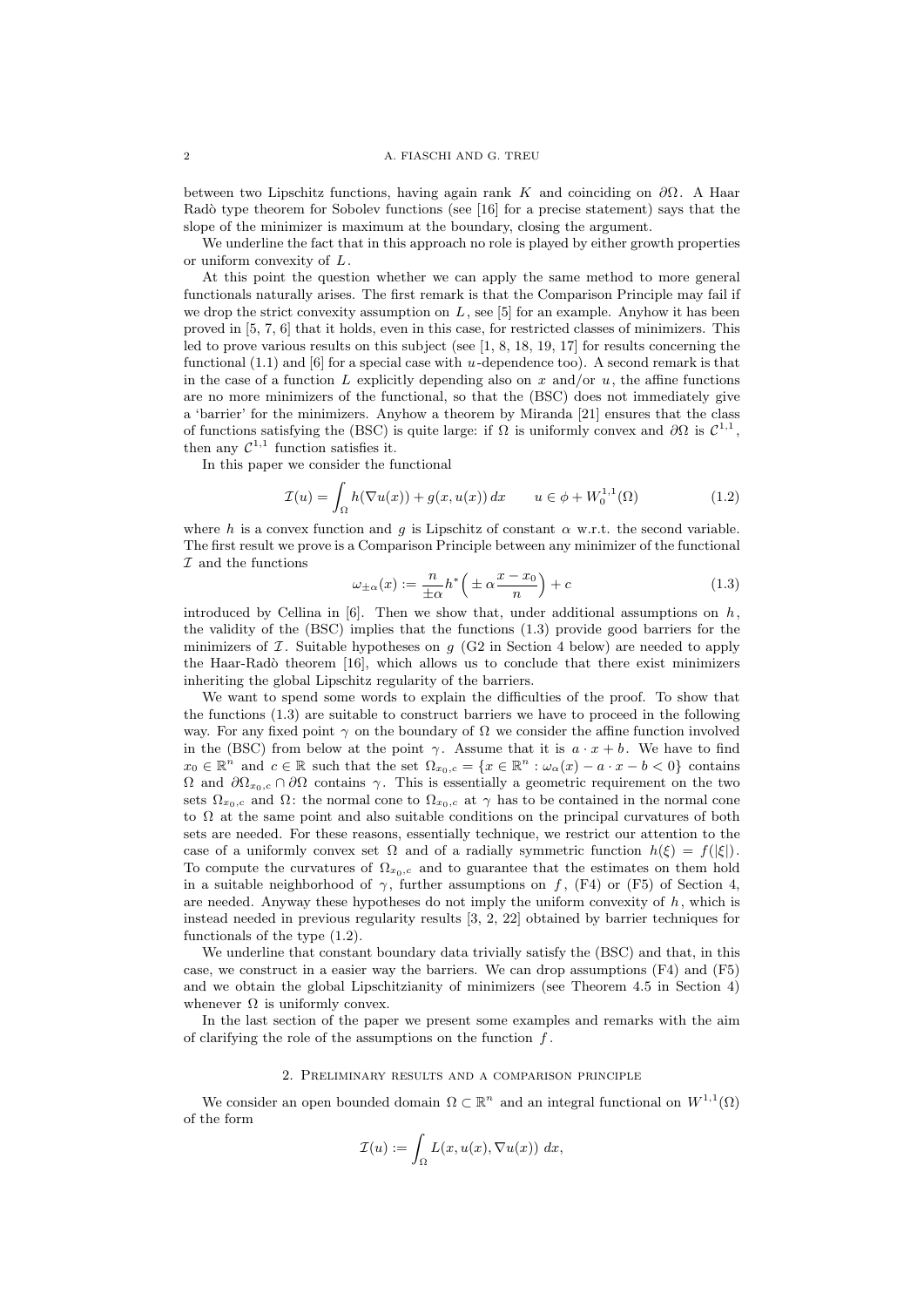between two Lipschitz functions, having again rank $K$ and coinciding on $\partial\Omega$. A Haar Radò type theorem for Sobolev functions (see [16] for a precise statement) says that the slope of the minimizer is maximum at the boundary, closing the argument.

We underline the fact that in this approach no role is played by either growth properties or uniform convexity of $L$.

At this point the question whether we can apply the same method to more general functionals naturally arises. The first remark is that the Comparison Principle may fail if we drop the strict convexity assumption on $L$, see [5] for an example. Anyhow it has been proved in [5, 7, 6] that it holds, even in this case, for restricted classes of minimizers. This led to prove various results on this subject (see [1, 8, 18, 19, 17] for results concerning the functional (1.1) and [6] for a special case with $u$-dependence too). A second remark is that in the case of a function $L$ explicitly depending also on $x$ and/or $u$, the affine functions are no more minimizers of the functional, so that the (BSC) does not immediately give a 'barrier' for the minimizers. Anyhow a theorem by Miranda [21] ensures that the class of functions satisfying the (BSC) is quite large: if $\Omega$ is uniformly convex and $\partial\Omega$ is $\mathcal{C}^{1,1}$, then any $\mathcal{C}^{1,1}$ function satisfies it.

In this paper we consider the functional

$$\mathcal{I}(u) = \int_\Omega h(\nabla u(x)) + g(x, u(x))\, dx \qquad u \in \phi + W_0^{1,1}(\Omega) \tag{1.2}$$

where $h$ is a convex function and $g$ is Lipschitz of constant $\alpha$ w.r.t. the second variable. The first result we prove is a Comparison Principle between any minimizer of the functional $\mathcal{I}$ and the functions

$$\omega_{\pm\alpha}(x) := \frac{n}{\pm\alpha} h^*\Big(\pm\alpha\frac{x - x_0}{n}\Big) + c \tag{1.3}$$

introduced by Cellina in [6]. Then we show that, under additional assumptions on $h$, the validity of the (BSC) implies that the functions (1.3) provide good barriers for the minimizers of $\mathcal{I}$. Suitable hypotheses on $g$ (G2 in Section 4 below) are needed to apply the Haar-Radò theorem [16], which allows us to conclude that there exist minimizers inheriting the global Lipschitz regularity of the barriers.

We want to spend some words to explain the difficulties of the proof. To show that the functions (1.3) are suitable to construct barriers we have to proceed in the following way. For any fixed point $\gamma$ on the boundary of $\Omega$ we consider the affine function involved in the (BSC) from below at the point $\gamma$. Assume that it is $a \cdot x + b$. We have to find $x_0 \in \mathbb{R}^n$ and $c \in \mathbb{R}$ such that the set $\Omega_{x_0,c} = \{x \in \mathbb{R}^n : \omega_\alpha(x) - a \cdot x - b < 0\}$ contains $\Omega$ and $\partial\Omega_{x_0,c} \cap \partial\Omega$ contains $\gamma$. This is essentially a geometric requirement on the two sets $\Omega_{x_0,c}$ and $\Omega$: the normal cone to $\Omega_{x_0,c}$ at $\gamma$ has to be contained in the normal cone to $\Omega$ at the same point and also suitable conditions on the principal curvatures of both sets are needed. For these reasons, essentially technique, we restrict our attention to the case of a uniformly convex set $\Omega$ and of a radially symmetric function $h(\xi) = f(|\xi|)$. To compute the curvatures of $\Omega_{x_0,c}$ and to guarantee that the estimates on them hold in a suitable neighborhood of $\gamma$, further assumptions on $f$, (F4) or (F5) of Section 4, are needed. Anyway these hypotheses do not imply the uniform convexity of $h$, which is instead needed in previous regularity results [3, 2, 22] obtained by barrier techniques for functionals of the type (1.2).

We underline that constant boundary data trivially satisfy the (BSC) and that, in this case, we construct in a easier way the barriers. We can drop assumptions (F4) and (F5) and we obtain the global Lipschitzianity of minimizers (see Theorem 4.5 in Section 4) whenever $\Omega$ is uniformly convex.

In the last section of the paper we present some examples and remarks with the aim of clarifying the role of the assumptions on the function $f$.

## 2. Preliminary results and a comparison principle

We consider an open bounded domain $\Omega \subset \mathbb{R}^n$ and an integral functional on $W^{1,1}(\Omega)$ of the form

$$\mathcal{I}(u) := \int_\Omega L(x, u(x), \nabla u(x))\; dx,$$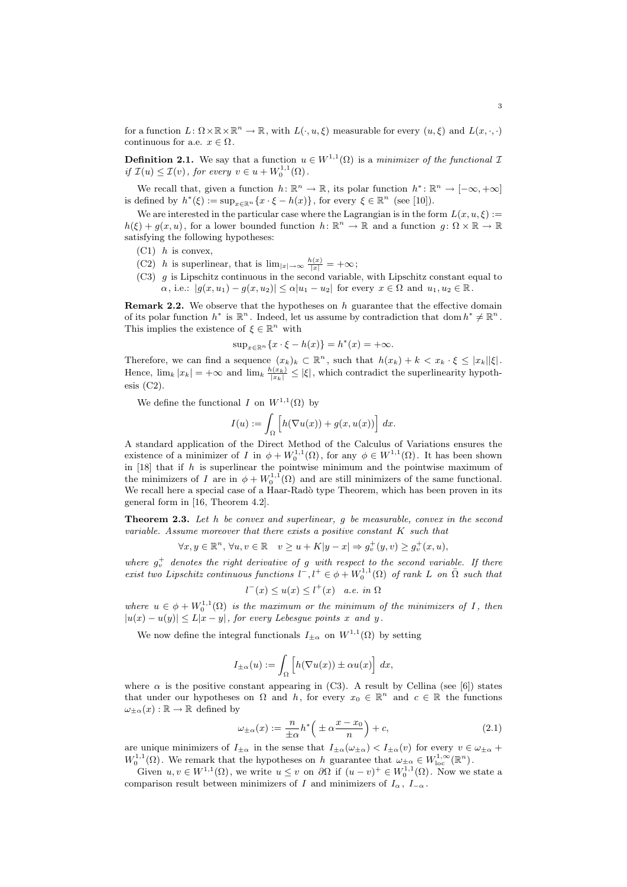for a function $L\colon \Omega\times\mathbb{R}\times\mathbb{R}^n \to \mathbb{R}$, with $L(\cdot,u,\xi)$ measurable for every $(u,\xi)$ and $L(x,\cdot,\cdot)$ continuous for a.e. $x\in\Omega$.

**Definition 2.1.** *We say that a function $u\in W^{1,1}(\Omega)$ is a minimizer of the functional $\mathcal{I}$ if $\mathcal{I}(u)\le\mathcal{I}(v)$, for every $v\in u+W_0^{1,1}(\Omega)$.*

We recall that, given a function $h\colon\mathbb{R}^n\to\mathbb{R}$, its polar function $h^*\colon\mathbb{R}^n\to[-\infty,+\infty]$ is defined by $h^*(\xi):=\sup_{x\in\mathbb{R}^n}\{x\cdot\xi-h(x)\}$, for every $\xi\in\mathbb{R}^n$ (see [10]).

We are interested in the particular case where the Lagrangian is in the form $L(x,u,\xi):=h(\xi)+g(x,u)$, for a lower bounded function $h\colon\mathbb{R}^n\to\mathbb{R}$ and a function $g\colon\Omega\times\mathbb{R}\to\mathbb{R}$ satisfying the following hypotheses:

(C1) $h$ is convex,

(C2) $h$ is superlinear, that is $\lim_{|x|\to\infty}\frac{h(x)}{|x|}=+\infty$;

(C3) $g$ is Lipschitz continuous in the second variable, with Lipschitz constant equal to $\alpha$, i.e.: $|g(x,u_1)-g(x,u_2)|\le\alpha|u_1-u_2|$ for every $x\in\Omega$ and $u_1,u_2\in\mathbb{R}$.

**Remark 2.2.** We observe that the hypotheses on $h$ guarantee that the effective domain of its polar function $h^*$ is $\mathbb{R}^n$. Indeed, let us assume by contradiction that $\operatorname{dom}h^*\neq\mathbb{R}^n$. This implies the existence of $\xi\in\mathbb{R}^n$ with

$$\sup_{x\in\mathbb{R}^n}\{x\cdot\xi-h(x)\}=h^*(x)=+\infty.$$

Therefore, we can find a sequence $(x_k)_k\subset\mathbb{R}^n$, such that $h(x_k)+k<x_k\cdot\xi\le|x_k||\xi|$. Hence, $\lim_k|x_k|=+\infty$ and $\lim_k\frac{h(x_k)}{|x_k|}\le|\xi|$, which contradict the superlinearity hypothesis (C2).

We define the functional $I$ on $W^{1,1}(\Omega)$ by

$$I(u):=\int_\Omega\Big[h(\nabla u(x))+g(x,u(x))\Big]\,dx.$$

A standard application of the Direct Method of the Calculus of Variations ensures the existence of a minimizer of $I$ in $\phi+W_0^{1,1}(\Omega)$, for any $\phi\in W^{1,1}(\Omega)$. It has been shown in [18] that if $h$ is superlinear the pointwise minimum and the pointwise maximum of the minimizers of $I$ are in $\phi+W_0^{1,1}(\Omega)$ and are still minimizers of the same functional. We recall here a special case of a Haar-Radò type Theorem, which has been proven in its general form in [16, Theorem 4.2].

**Theorem 2.3.** *Let $h$ be convex and superlinear, $g$ be measurable, convex in the second variable. Assume moreover that there exists a positive constant $K$ such that*

$$\forall x,y\in\mathbb{R}^n,\ \forall u,v\in\mathbb{R}\quad v\ge u+K|y-x|\Rightarrow g_v^+(y,v)\ge g_v^+(x,u),$$

*where $g_v^+$ denotes the right derivative of $g$ with respect to the second variable. If there exist two Lipschitz continuous functions $l^-,l^+\in\phi+W_0^{1,1}(\Omega)$ of rank $L$ on $\bar\Omega$ such that*

$$l^-(x)\le u(x)\le l^+(x)\quad a.e.\ in\ \Omega$$

*where $u\in\phi+W_0^{1,1}(\Omega)$ is the maximum or the minimum of the minimizers of $I$, then $|u(x)-u(y)|\le L|x-y|$, for every Lebesgue points $x$ and $y$.*

We now define the integral functionals $I_{\pm\alpha}$ on $W^{1,1}(\Omega)$ by setting

$$I_{\pm\alpha}(u):=\int_\Omega\Big[h(\nabla u(x))\pm\alpha u(x)\Big]\,dx,$$

where $\alpha$ is the positive constant appearing in (C3). A result by Cellina (see [6]) states that under our hypotheses on $\Omega$ and $h$, for every $x_0\in\mathbb{R}^n$ and $c\in\mathbb{R}$ the functions $\omega_{\pm\alpha}(x):\mathbb{R}\to\mathbb{R}$ defined by

$$\omega_{\pm\alpha}(x):=\frac{n}{\pm\alpha}h^*\Big(\pm\alpha\frac{x-x_0}{n}\Big)+c,\tag{2.1}$$

are unique minimizers of $I_{\pm\alpha}$ in the sense that $I_{\pm\alpha}(\omega_{\pm\alpha})<I_{\pm\alpha}(v)$ for every $v\in\omega_{\pm\alpha}+W_0^{1,1}(\Omega)$. We remark that the hypotheses on $h$ guarantee that $\omega_{\pm\alpha}\in W^{1,\infty}_{\rm loc}(\mathbb{R}^n)$.

Given $u,v\in W^{1,1}(\Omega)$, we write $u\le v$ on $\partial\Omega$ if $(u-v)^+\in W_0^{1,1}(\Omega)$. Now we state a comparison result between minimizers of $I$ and minimizers of $I_\alpha$, $I_{-\alpha}$.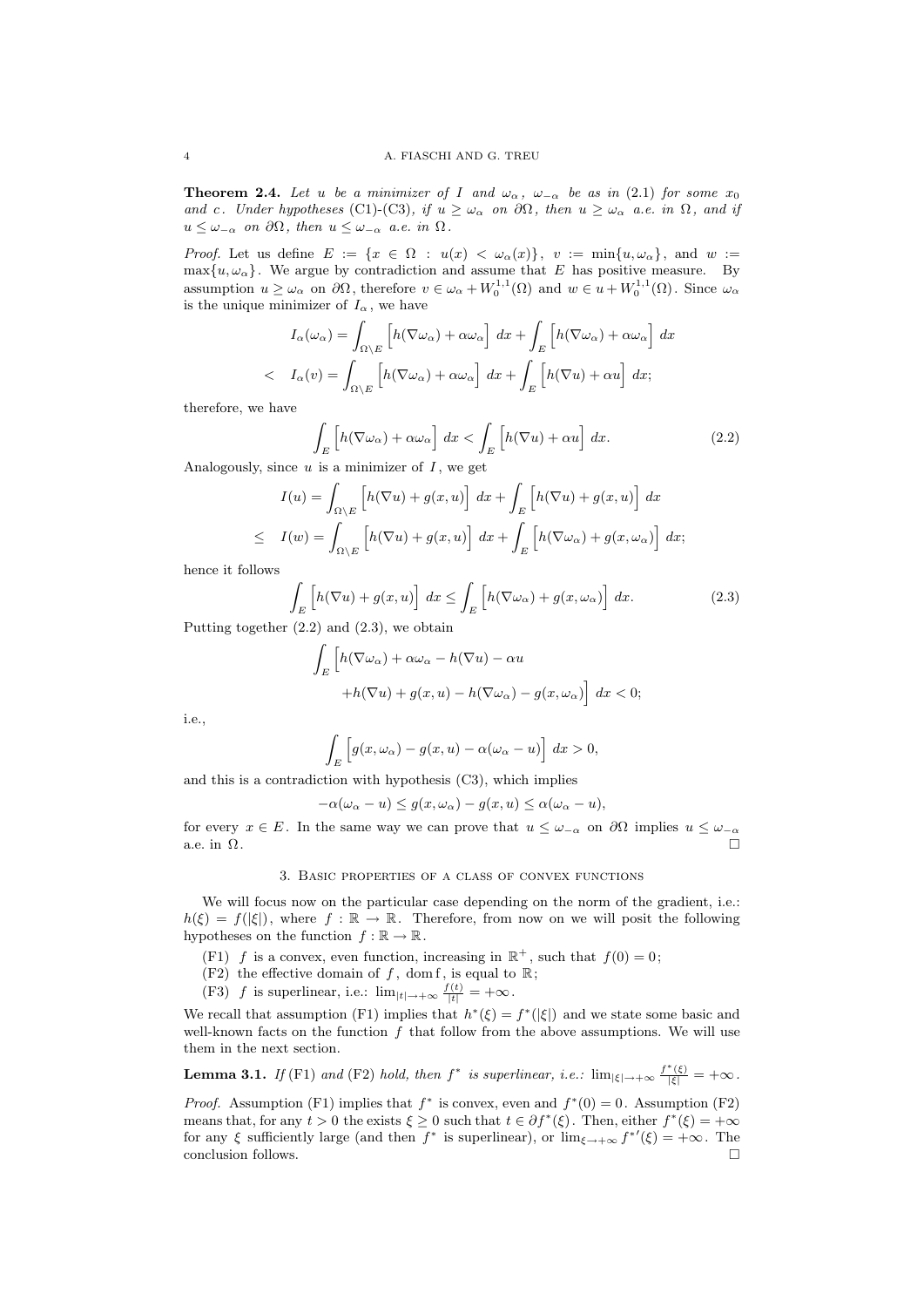**Theorem 2.4.** *Let $u$ be a minimizer of $I$ and $\omega_\alpha$, $\omega_{-\alpha}$ be as in* (2.1) *for some $x_0$ and $c$. Under hypotheses* (C1)-(C3)*, if $u \geq \omega_\alpha$ on $\partial\Omega$, then $u \geq \omega_\alpha$ a.e. in $\Omega$, and if $u \leq \omega_{-\alpha}$ on $\partial\Omega$, then $u \leq \omega_{-\alpha}$ a.e. in $\Omega$.*

*Proof.* Let us define $E := \{x \in \Omega : u(x) < \omega_\alpha(x)\}$, $v := \min\{u, \omega_\alpha\}$, and $w := \max\{u, \omega_\alpha\}$. We argue by contradiction and assume that $E$ has positive measure. By assumption $u \geq \omega_\alpha$ on $\partial\Omega$, therefore $v \in \omega_\alpha + W_0^{1,1}(\Omega)$ and $w \in u + W_0^{1,1}(\Omega)$. Since $\omega_\alpha$ is the unique minimizer of $I_\alpha$, we have

$$\begin{aligned} I_\alpha(\omega_\alpha) &= \int_{\Omega\setminus E} \Big[h(\nabla\omega_\alpha) + \alpha\omega_\alpha\Big]\,dx + \int_E \Big[h(\nabla\omega_\alpha) + \alpha\omega_\alpha\Big]\,dx \\ < \quad I_\alpha(v) &= \int_{\Omega\setminus E} \Big[h(\nabla\omega_\alpha) + \alpha\omega_\alpha\Big]\,dx + \int_E \Big[h(\nabla u) + \alpha u\Big]\,dx; \end{aligned}$$

therefore, we have

$$\int_E \Big[h(\nabla\omega_\alpha) + \alpha\omega_\alpha\Big]\,dx < \int_E \Big[h(\nabla u) + \alpha u\Big]\,dx. \tag{2.2}$$

Analogously, since $u$ is a minimizer of $I$, we get

$$\begin{aligned} I(u) &= \int_{\Omega\setminus E} \Big[h(\nabla u) + g(x,u)\Big]\,dx + \int_E \Big[h(\nabla u) + g(x,u)\Big]\,dx \\ \leq \quad I(w) &= \int_{\Omega\setminus E} \Big[h(\nabla u) + g(x,u)\Big]\,dx + \int_E \Big[h(\nabla\omega_\alpha) + g(x,\omega_\alpha)\Big]\,dx; \end{aligned}$$

hence it follows

$$\int_E \Big[h(\nabla u) + g(x,u)\Big]\,dx \leq \int_E \Big[h(\nabla\omega_\alpha) + g(x,\omega_\alpha)\Big]\,dx. \tag{2.3}$$

Putting together (2.2) and (2.3), we obtain

$$\begin{aligned} \int_E \Big[h(\nabla\omega_\alpha) &+ \alpha\omega_\alpha - h(\nabla u) - \alpha u \\ &+ h(\nabla u) + g(x,u) - h(\nabla\omega_\alpha) - g(x,\omega_\alpha)\Big]\,dx < 0; \end{aligned}$$

i.e.,

$$\int_E \Big[g(x,\omega_\alpha) - g(x,u) - \alpha(\omega_\alpha - u)\Big]\,dx > 0,$$

and this is a contradiction with hypothesis (C3), which implies

$$-\alpha(\omega_\alpha - u) \leq g(x,\omega_\alpha) - g(x,u) \leq \alpha(\omega_\alpha - u),$$

for every $x \in E$. In the same way we can prove that $u \leq \omega_{-\alpha}$ on $\partial\Omega$ implies $u \leq \omega_{-\alpha}$ a.e. in $\Omega$. $\square$

## 3. Basic properties of a class of convex functions

We will focus now on the particular case depending on the norm of the gradient, i.e.: $h(\xi) = f(|\xi|)$, where $f : \mathbb{R} \to \mathbb{R}$. Therefore, from now on we will posit the following hypotheses on the function $f : \mathbb{R} \to \mathbb{R}$.

- (F1) $f$ is a convex, even function, increasing in $\mathbb{R}^+$, such that $f(0) = 0$;
- (F2) the effective domain of $f$, $\operatorname{dom} f$, is equal to $\mathbb{R}$;
- (F3) $f$ is superlinear, i.e.: $\lim_{|t|\to+\infty} \frac{f(t)}{|t|} = +\infty$.

We recall that assumption (F1) implies that $h^*(\xi) = f^*(|\xi|)$ and we state some basic and well-known facts on the function $f$ that follow from the above assumptions. We will use them in the next section.

**Lemma 3.1.** *If* (F1) *and* (F2) *hold, then $f^*$ is superlinear, i.e.: $\lim_{|\xi|\to+\infty} \frac{f^*(\xi)}{|\xi|} = +\infty$.*

*Proof.* Assumption (F1) implies that $f^*$ is convex, even and $f^*(0) = 0$. Assumption (F2) means that, for any $t > 0$ the exists $\xi \geq 0$ such that $t \in \partial f^*(\xi)$. Then, either $f^*(\xi) = +\infty$ for any $\xi$ sufficiently large (and then $f^*$ is superlinear), or $\lim_{\xi\to+\infty} {f^*}'(\xi) = +\infty$. The conclusion follows. $\square$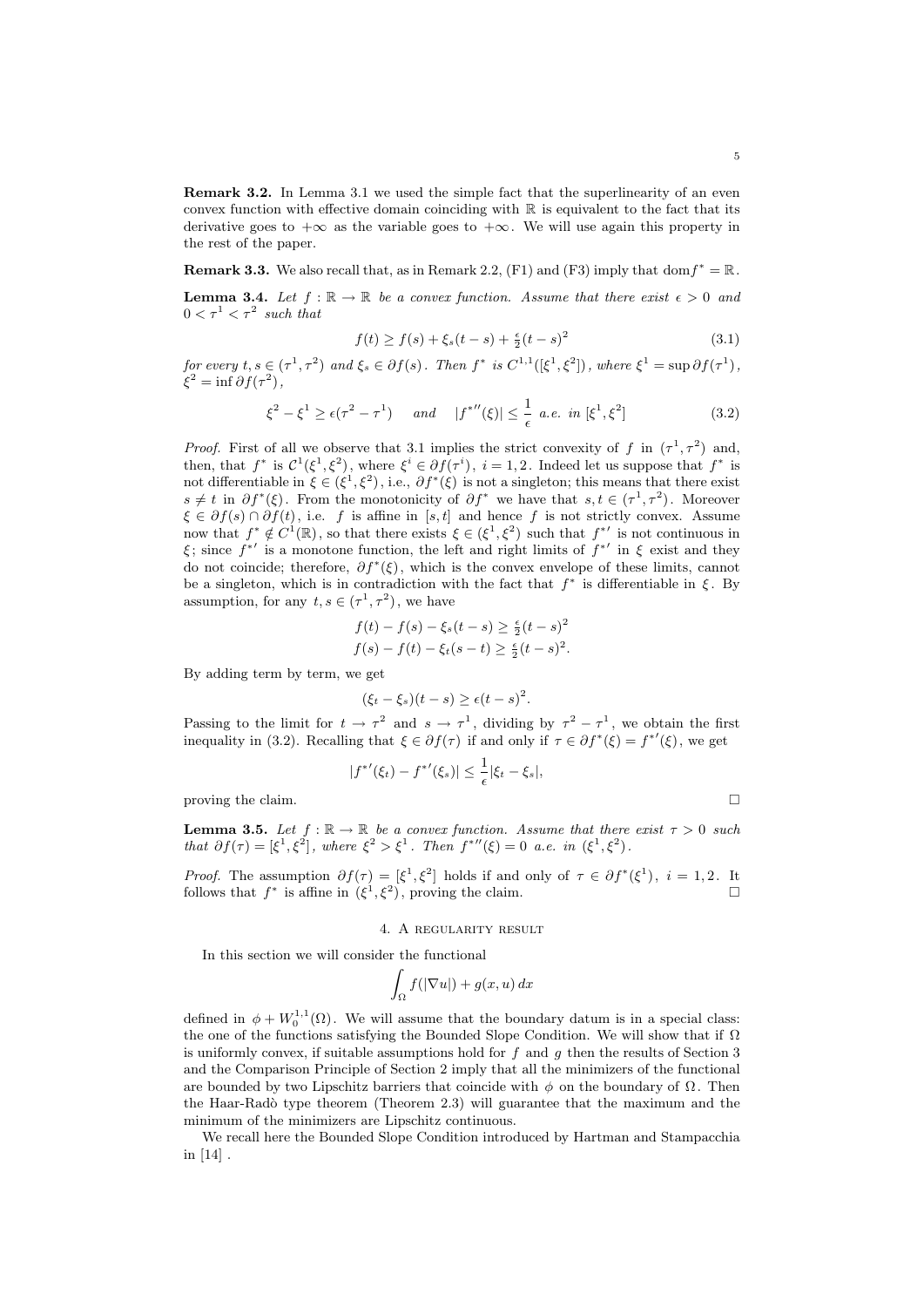**Remark 3.2.** In Lemma 3.1 we used the simple fact that the superlinearity of an even convex function with effective domain coinciding with $\mathbb{R}$ is equivalent to the fact that its derivative goes to $+\infty$ as the variable goes to $+\infty$. We will use again this property in the rest of the paper.

**Remark 3.3.** We also recall that, as in Remark 2.2, (F1) and (F3) imply that $\mathrm{dom} f^* = \mathbb{R}$.

**Lemma 3.4.** *Let $f : \mathbb{R} \to \mathbb{R}$ be a convex function. Assume that there exist $\epsilon > 0$ and $0 < \tau^1 < \tau^2$ such that*

$$f(t) \geq f(s) + \xi_s(t-s) + \tfrac{\epsilon}{2}(t-s)^2 \tag{3.1}$$

*for every $t, s \in (\tau^1, \tau^2)$ and $\xi_s \in \partial f(s)$. Then $f^*$ is $C^{1,1}([\xi^1, \xi^2])$, where $\xi^1 = \sup \partial f(\tau^1)$, $\xi^2 = \inf \partial f(\tau^2)$,*

$$\xi^2 - \xi^1 \geq \epsilon(\tau^2 - \tau^1) \quad \text{ and } \quad |{f^*}''(\xi)| \leq \frac{1}{\epsilon} \text{ a.e. in } [\xi^1, \xi^2] \tag{3.2}$$

*Proof.* First of all we observe that 3.1 implies the strict convexity of $f$ in $(\tau^1, \tau^2)$ and, then, that $f^*$ is $\mathcal{C}^1(\xi^1, \xi^2)$, where $\xi^i \in \partial f(\tau^i)$, $i = 1, 2$. Indeed let us suppose that $f^*$ is not differentiable in $\xi \in (\xi^1, \xi^2)$, i.e., $\partial f^*(\xi)$ is not a singleton; this means that there exist $s \neq t$ in $\partial f^*(\xi)$. From the monotonicity of $\partial f^*$ we have that $s, t \in (\tau^1, \tau^2)$. Moreover $\xi \in \partial f(s) \cap \partial f(t)$, i.e. $f$ is affine in $[s, t]$ and hence $f$ is not strictly convex. Assume now that $f^* \notin C^1(\mathbb{R})$, so that there exists $\xi \in (\xi^1, \xi^2)$ such that ${f^*}'$ is not continuous in $\xi$; since ${f^*}'$ is a monotone function, the left and right limits of ${f^*}'$ in $\xi$ exist and they do not coincide; therefore, $\partial f^*(\xi)$, which is the convex envelope of these limits, cannot be a singleton, which is in contradiction with the fact that $f^*$ is differentiable in $\xi$. By assumption, for any $t, s \in (\tau^1, \tau^2)$, we have

$$f(t) - f(s) - \xi_s(t-s) \geq \tfrac{\epsilon}{2}(t-s)^2$$
$$f(s) - f(t) - \xi_t(s-t) \geq \tfrac{\epsilon}{2}(t-s)^2.$$

By adding term by term, we get

$$(\xi_t - \xi_s)(t-s) \geq \epsilon(t-s)^2.$$

Passing to the limit for $t \to \tau^2$ and $s \to \tau^1$, dividing by $\tau^2 - \tau^1$, we obtain the first inequality in (3.2). Recalling that $\xi \in \partial f(\tau)$ if and only if $\tau \in \partial f^*(\xi) = {f^*}'(\xi)$, we get

$$|{f^*}'(\xi_t) - {f^*}'(\xi_s)| \leq \frac{1}{\epsilon}|\xi_t - \xi_s|,$$

proving the claim. □

**Lemma 3.5.** *Let $f : \mathbb{R} \to \mathbb{R}$ be a convex function. Assume that there exist $\tau > 0$ such that $\partial f(\tau) = [\xi^1, \xi^2]$, where $\xi^2 > \xi^1$. Then ${f^*}''(\xi) = 0$ a.e. in $(\xi^1, \xi^2)$.*

*Proof.* The assumption $\partial f(\tau) = [\xi^1, \xi^2]$ holds if and only of $\tau \in \partial f^*(\xi^1)$, $i = 1, 2$. It follows that $f^*$ is affine in $(\xi^1, \xi^2)$, proving the claim. □

## 4. A regularity result

In this section we will consider the functional

$$\int_\Omega f(|\nabla u|) + g(x, u)\, dx$$

defined in $\phi + W_0^{1,1}(\Omega)$. We will assume that the boundary datum is in a special class: the one of the functions satisfying the Bounded Slope Condition. We will show that if $\Omega$ is uniformly convex, if suitable assumptions hold for $f$ and $g$ then the results of Section 3 and the Comparison Principle of Section 2 imply that all the minimizers of the functional are bounded by two Lipschitz barriers that coincide with $\phi$ on the boundary of $\Omega$. Then the Haar-Radò type theorem (Theorem 2.3) will guarantee that the maximum and the minimum of the minimizers are Lipschitz continuous.

We recall here the Bounded Slope Condition introduced by Hartman and Stampacchia in [14] .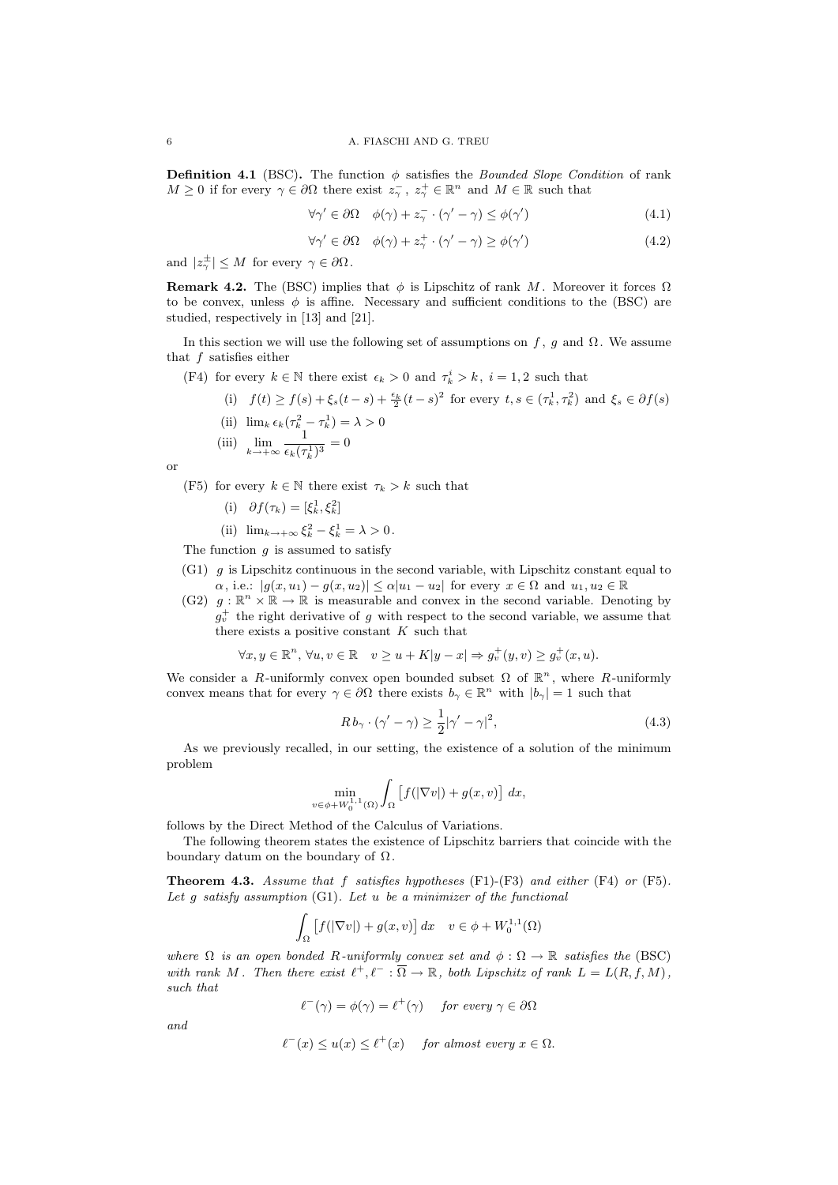**Definition 4.1** (BSC)**.** The function $\phi$ satisfies the *Bounded Slope Condition* of rank $M \geq 0$ if for every $\gamma \in \partial\Omega$ there exist $z_\gamma^-$, $z_\gamma^+ \in \mathbb{R}^n$ and $M \in \mathbb{R}$ such that

$$\forall \gamma' \in \partial\Omega \quad \phi(\gamma) + z_\gamma^- \cdot (\gamma' - \gamma) \leq \phi(\gamma') \tag{4.1}$$

$$\forall \gamma' \in \partial\Omega \quad \phi(\gamma) + z_\gamma^+ \cdot (\gamma' - \gamma) \geq \phi(\gamma') \tag{4.2}$$

and $|z_\gamma^\pm| \leq M$ for every $\gamma \in \partial\Omega$.

**Remark 4.2.** The (BSC) implies that $\phi$ is Lipschitz of rank $M$. Moreover it forces $\Omega$ to be convex, unless $\phi$ is affine. Necessary and sufficient conditions to the (BSC) are studied, respectively in [13] and [21].

In this section we will use the following set of assumptions on $f$, $g$ and $\Omega$. We assume that $f$ satisfies either

(F4) for every $k \in \mathbb{N}$ there exist $\epsilon_k > 0$ and $\tau_k^i > k$, $i = 1, 2$ such that

- (i) $f(t) \geq f(s) + \xi_s(t-s) + \frac{\epsilon_k}{2}(t-s)^2$ for every $t, s \in (\tau_k^1, \tau_k^2)$ and $\xi_s \in \partial f(s)$
- (ii) $\lim_k \epsilon_k(\tau_k^2 - \tau_k^1) = \lambda > 0$
- (iii) $\displaystyle\lim_{k\to+\infty} \frac{1}{\epsilon_k(\tau_k^1)^3} = 0$

or

(F5) for every $k \in \mathbb{N}$ there exist $\tau_k > k$ such that

- (i) $\partial f(\tau_k) = [\xi_k^1, \xi_k^2]$
- (ii) $\lim_{k\to+\infty} \xi_k^2 - \xi_k^1 = \lambda > 0$.

The function $g$ is assumed to satisfy

(G1) $g$ is Lipschitz continuous in the second variable, with Lipschitz constant equal to $\alpha$, i.e.: $|g(x, u_1) - g(x, u_2)| \leq \alpha|u_1 - u_2|$ for every $x \in \Omega$ and $u_1, u_2 \in \mathbb{R}$

(G2) $g : \mathbb{R}^n \times \mathbb{R} \to \mathbb{R}$ is measurable and convex in the second variable. Denoting by $g_v^+$ the right derivative of $g$ with respect to the second variable, we assume that there exists a positive constant $K$ such that

$$\forall x, y \in \mathbb{R}^n,\ \forall u, v \in \mathbb{R} \quad v \geq u + K|y - x| \Rightarrow g_v^+(y, v) \geq g_v^+(x, u).$$

We consider a $R$-uniformly convex open bounded subset $\Omega$ of $\mathbb{R}^n$, where $R$-uniformly convex means that for every $\gamma \in \partial\Omega$ there exists $b_\gamma \in \mathbb{R}^n$ with $|b_\gamma| = 1$ such that

$$R\, b_\gamma \cdot (\gamma' - \gamma) \geq \frac{1}{2}|\gamma' - \gamma|^2, \tag{4.3}$$

As we previously recalled, in our setting, the existence of a solution of the minimum problem

$$\min_{v \in \phi + W_0^{1,1}(\Omega)} \int_\Omega \left[f(|\nabla v|) + g(x, v)\right] dx,$$

follows by the Direct Method of the Calculus of Variations.

The following theorem states the existence of Lipschitz barriers that coincide with the boundary datum on the boundary of $\Omega$.

**Theorem 4.3.** *Assume that $f$ satisfies hypotheses* (F1)-(F3) *and either* (F4) *or* (F5)*. Let $g$ satisfy assumption* (G1)*. Let $u$ be a minimizer of the functional*

$$\int_\Omega \left[f(|\nabla v|) + g(x, v)\right] dx \quad v \in \phi + W_0^{1,1}(\Omega)$$

*where $\Omega$ is an open bonded $R$-uniformly convex set and $\phi : \Omega \to \mathbb{R}$ satisfies the* (BSC) *with rank $M$. Then there exist $\ell^+, \ell^- : \overline{\Omega} \to \mathbb{R}$, both Lipschitz of rank $L = L(R, f, M)$, such that*

$$\ell^-(\gamma) = \phi(\gamma) = \ell^+(\gamma) \quad \textit{for every } \gamma \in \partial\Omega$$

*and*

$$\ell^-(x) \leq u(x) \leq \ell^+(x) \quad \textit{for almost every } x \in \Omega.$$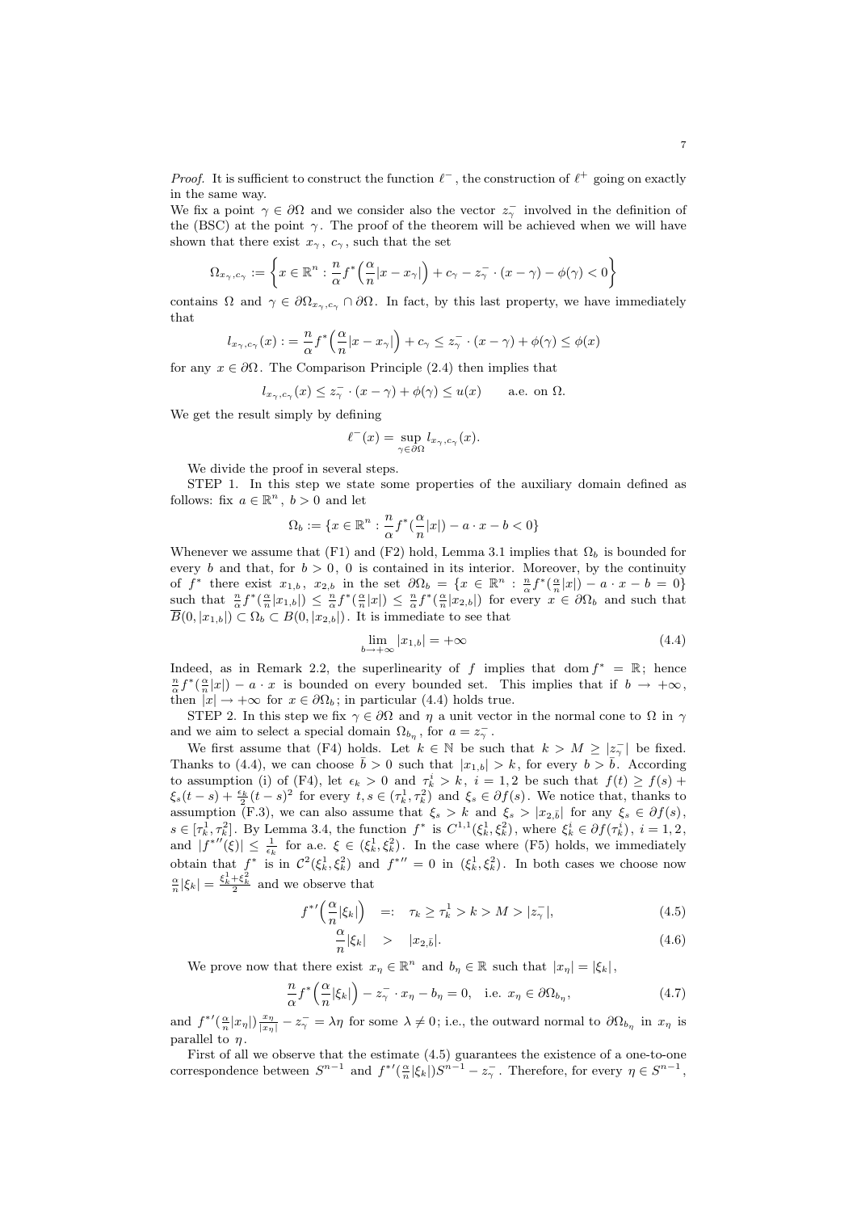*Proof.* It is sufficient to construct the function $\ell^-$, the construction of $\ell^+$ going on exactly in the same way.

We fix a point $\gamma \in \partial\Omega$ and we consider also the vector $z_\gamma^-$ involved in the definition of the (BSC) at the point $\gamma$. The proof of the theorem will be achieved when we will have shown that there exist $x_\gamma$, $c_\gamma$, such that the set

$$\Omega_{x_\gamma, c_\gamma} := \left\{ x \in \mathbb{R}^n : \frac{n}{\alpha} f^* \Big( \frac{\alpha}{n} |x - x_\gamma| \Big) + c_\gamma - z_\gamma^- \cdot (x - \gamma) - \phi(\gamma) < 0 \right\}$$

contains $\Omega$ and $\gamma \in \partial\Omega_{x_\gamma, c_\gamma} \cap \partial\Omega$. In fact, by this last property, we have immediately that

$$l_{x_\gamma, c_\gamma}(x) := \frac{n}{\alpha} f^* \Big( \frac{\alpha}{n} |x - x_\gamma| \Big) + c_\gamma \leq z_\gamma^- \cdot (x - \gamma) + \phi(\gamma) \leq \phi(x)$$

for any $x \in \partial\Omega$. The Comparison Principle (2.4) then implies that

$$l_{x_\gamma, c_\gamma}(x) \leq z_\gamma^- \cdot (x - \gamma) + \phi(\gamma) \leq u(x) \qquad \text{a.e. on } \Omega.$$

We get the result simply by defining

$$\ell^-(x) = \sup_{\gamma \in \partial\Omega} l_{x_\gamma, c_\gamma}(x).$$

We divide the proof in several steps.

STEP 1. In this step we state some properties of the auxiliary domain defined as follows: fix $a \in \mathbb{R}^n$, $b > 0$ and let

$$\Omega_b := \{ x \in \mathbb{R}^n : \frac{n}{\alpha} f^* (\frac{\alpha}{n} |x|) - a \cdot x - b < 0 \}$$

Whenever we assume that (F1) and (F2) hold, Lemma 3.1 implies that $\Omega_b$ is bounded for every $b$ and that, for $b > 0$, $0$ is contained in its interior. Moreover, by the continuity of $f^*$ there exist $x_{1,b}$, $x_{2,b}$ in the set $\partial\Omega_b = \{ x \in \mathbb{R}^n : \frac{n}{\alpha} f^* (\frac{\alpha}{n} |x|) - a \cdot x - b = 0 \}$ such that $\frac{n}{\alpha} f^*(\frac{\alpha}{n}|x_{1,b}|) \leq \frac{n}{\alpha} f^*(\frac{\alpha}{n}|x|) \leq \frac{n}{\alpha} f^*(\frac{\alpha}{n}|x_{2,b}|)$ for every $x \in \partial\Omega_b$ and such that $\overline{B}(0, |x_{1,b}|) \subset \Omega_b \subset B(0, |x_{2,b}|)$. It is immediate to see that

$$\lim_{b \to +\infty} |x_{1,b}| = +\infty \tag{4.4}$$

Indeed, as in Remark 2.2, the superlinearity of $f$ implies that $\operatorname{dom} f^* = \mathbb{R}$; hence $\frac{n}{\alpha} f^*(\frac{\alpha}{n}|x|) - a \cdot x$ is bounded on every bounded set. This implies that if $b \to +\infty$, then $|x| \to +\infty$ for $x \in \partial\Omega_b$; in particular (4.4) holds true.

STEP 2. In this step we fix $\gamma \in \partial\Omega$ and $\eta$ a unit vector in the normal cone to $\Omega$ in $\gamma$ and we aim to select a special domain $\Omega_{b_\eta}$, for $a = z_\gamma^-$.

We first assume that (F4) holds. Let $k \in \mathbb{N}$ be such that $k > M \geq |z_\gamma^-|$ be fixed. Thanks to (4.4), we can choose $\bar{b} > 0$ such that $|x_{1,b}| > k$, for every $b > \bar{b}$. According to assumption (i) of (F4), let $\epsilon_k > 0$ and $\tau_k^i > k$, $i = 1, 2$ be such that $f(t) \geq f(s) + \xi_s(t - s) + \frac{\epsilon_k}{2}(t - s)^2$ for every $t, s \in (\tau_k^1, \tau_k^2)$ and $\xi_s \in \partial f(s)$. We notice that, thanks to assumption (F.3), we can also assume that $\xi_s > k$ and $\xi_s > |x_{2,\bar{b}}|$ for any $\xi_s \in \partial f(s)$, $s \in [\tau_k^1, \tau_k^2]$. By Lemma 3.4, the function $f^*$ is $C^{1,1}(\xi_k^1, \xi_k^2)$, where $\xi_k^i \in \partial f(\tau_k^i)$, $i = 1, 2$, and $|f^{*\prime\prime}(\xi)| \leq \frac{1}{\epsilon_k}$ for a.e. $\xi \in (\xi_k^1, \xi_k^2)$. In the case where (F5) holds, we immediately obtain that $f^*$ is in $\mathcal{C}^2(\xi_k^1, \xi_k^2)$ and $f^{*\prime\prime} = 0$ in $(\xi_k^1, \xi_k^2)$. In both cases we choose now $\frac{\alpha}{n}|\xi_k| = \frac{\xi_k^1 + \xi_k^2}{2}$ and we observe that

$$f^{*\prime}\Big(\frac{\alpha}{n}|\xi_k|\Big) \;\; =: \;\; \tau_k \geq \tau_k^1 > k > M > |z_\gamma^-|, \tag{4.5}$$

$$\frac{\alpha}{n}|\xi_k| \;\; > \;\; |x_{2,\bar{b}}|. \tag{4.6}$$

We prove now that there exist $x_\eta \in \mathbb{R}^n$ and $b_\eta \in \mathbb{R}$ such that $|x_\eta| = |\xi_k|$,

$$\frac{n}{\alpha} f^* \Big( \frac{\alpha}{n} |\xi_k| \Big) - z_\gamma^- \cdot x_\eta - b_\eta = 0, \quad \text{i.e. } x_\eta \in \partial\Omega_{b_\eta}, \tag{4.7}$$

and $f^{*\prime}(\frac{\alpha}{n}|x_\eta|)\frac{x_\eta}{|x_\eta|} - z_\gamma^- = \lambda\eta$ for some $\lambda \neq 0$; i.e., the outward normal to $\partial\Omega_{b_\eta}$ in $x_\eta$ is parallel to $\eta$.

First of all we observe that the estimate (4.5) guarantees the existence of a one-to-one correspondence between $S^{n-1}$ and $f^{*\prime}(\frac{\alpha}{n}|\xi_k|)S^{n-1} - z_\gamma^-$. Therefore, for every $\eta \in S^{n-1}$,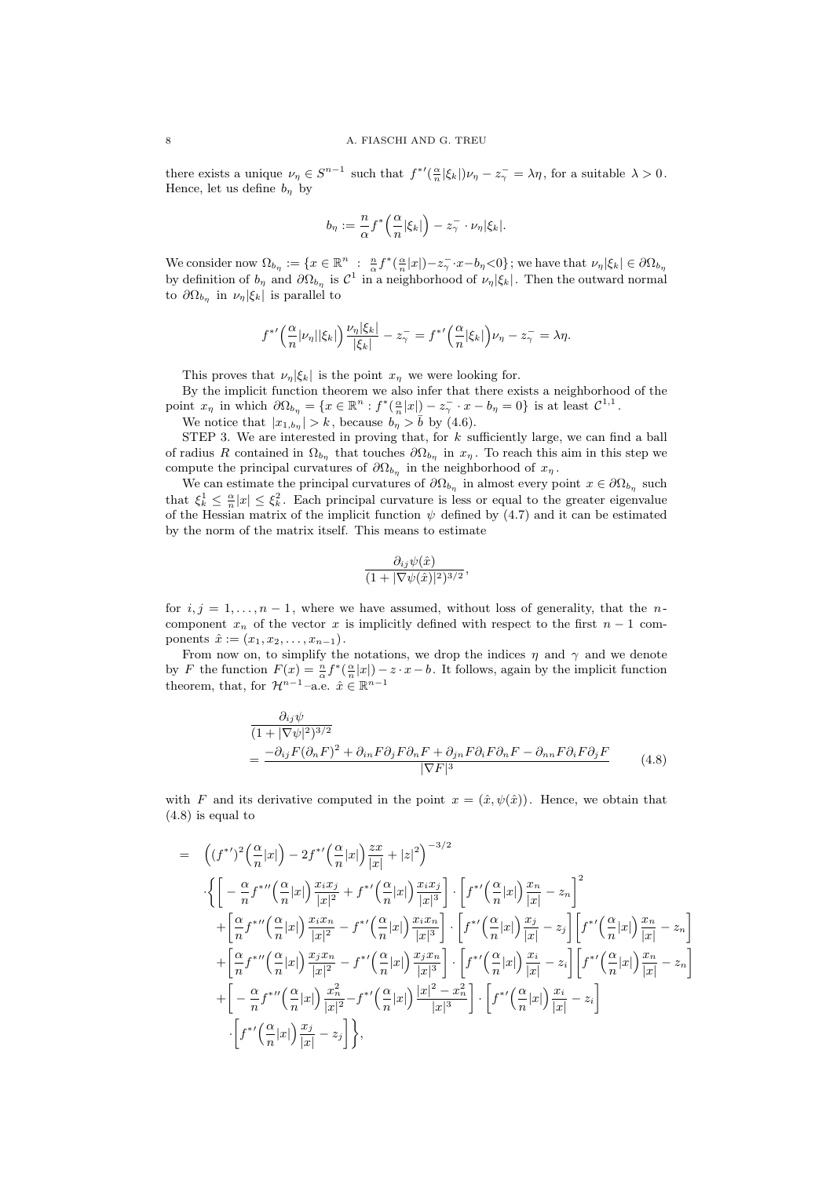there exists a unique $\nu_\eta \in S^{n-1}$ such that $f^{*\prime}(\frac{\alpha}{n}|\xi_k|)\nu_\eta - z_\gamma^- = \lambda\eta$, for a suitable $\lambda > 0$. Hence, let us define $b_\eta$ by

$$b_\eta := \frac{n}{\alpha} f^*\Big(\frac{\alpha}{n}|\xi_k|\Big) - z_\gamma^- \cdot \nu_\eta |\xi_k|.$$

We consider now $\Omega_{b_\eta} := \{x \in \mathbb{R}^n \ : \ \frac{n}{\alpha} f^*(\frac{\alpha}{n}|x|) - z_\gamma^- \cdot x - b_\eta < 0\}$; we have that $\nu_\eta|\xi_k| \in \partial\Omega_{b_\eta}$ by definition of $b_\eta$ and $\partial\Omega_{b_\eta}$ is $\mathcal{C}^1$ in a neighborhood of $\nu_\eta|\xi_k|$. Then the outward normal to $\partial\Omega_{b_\eta}$ in $\nu_\eta|\xi_k|$ is parallel to

$$f^{*\prime}\Big(\frac{\alpha}{n}|\nu_\eta||\xi_k|\Big)\frac{\nu_\eta|\xi_k|}{|\xi_k|} - z_\gamma^- = f^{*\prime}\Big(\frac{\alpha}{n}|\xi_k|\Big)\nu_\eta - z_\gamma^- = \lambda\eta.$$

This proves that $\nu_\eta|\xi_k|$ is the point $x_\eta$ we were looking for.

By the implicit function theorem we also infer that there exists a neighborhood of the point $x_\eta$ in which $\partial\Omega_{b_\eta} = \{x \in \mathbb{R}^n : f^*(\frac{\alpha}{n}|x|) - z_\gamma^- \cdot x - b_\eta = 0\}$ is at least $\mathcal{C}^{1,1}$.

We notice that $|x_{1,b_\eta}| > k$, because $b_\eta > \bar{b}$ by (4.6).

STEP 3. We are interested in proving that, for $k$ sufficiently large, we can find a ball of radius $R$ contained in $\Omega_{b_\eta}$ that touches $\partial\Omega_{b_\eta}$ in $x_\eta$. To reach this aim in this step we compute the principal curvatures of $\partial\Omega_{b_\eta}$ in the neighborhood of $x_\eta$.

We can estimate the principal curvatures of $\partial\Omega_{b_\eta}$ in almost every point $x \in \partial\Omega_{b_\eta}$ such that $\xi_k^1 \leq \frac{\alpha}{n}|x| \leq \xi_k^2$. Each principal curvature is less or equal to the greater eigenvalue of the Hessian matrix of the implicit function $\psi$ defined by (4.7) and it can be estimated by the norm of the matrix itself. This means to estimate

$$\frac{\partial_{ij}\psi(\hat{x})}{(1+|\nabla\psi(\hat{x})|^2)^{3/2}},$$

for $i,j = 1,\dots,n-1$, where we have assumed, without loss of generality, that the $n$-component $x_n$ of the vector $x$ is implicitly defined with respect to the first $n-1$ components $\hat{x} := (x_1, x_2, \dots, x_{n-1})$.

From now on, to simplify the notations, we drop the indices $\eta$ and $\gamma$ and we denote by $F$ the function $F(x) = \frac{n}{\alpha} f^*(\frac{\alpha}{n}|x|) - z\cdot x - b$. It follows, again by the implicit function theorem, that, for $\mathcal{H}^{n-1}$–a.e. $\hat{x} \in \mathbb{R}^{n-1}$

$$\begin{aligned}
&\frac{\partial_{ij}\psi}{(1+|\nabla\psi|^2)^{3/2}} \\
&= \frac{-\partial_{ij}F(\partial_n F)^2 + \partial_{in}F\partial_j F\partial_n F + \partial_{jn}F\partial_i F\partial_n F - \partial_{nn}F\partial_i F\partial_j F}{|\nabla F|^3}
\end{aligned} \tag{4.8}$$

with $F$ and its derivative computed in the point $x = (\hat{x}, \psi(\hat{x}))$. Hence, we obtain that (4.8) is equal to

$$\begin{aligned}
= \ & \Big((f^{*\prime})^2\Big(\frac{\alpha}{n}|x|\Big) - 2f^{*\prime}\Big(\frac{\alpha}{n}|x|\Big)\frac{zx}{|x|} + |z|^2\Big)^{-3/2} \\
&\cdot\Big\{\Big[-\frac{\alpha}{n}f^{*\prime\prime}\Big(\frac{\alpha}{n}|x|\Big)\frac{x_ix_j}{|x|^2} + f^{*\prime}\Big(\frac{\alpha}{n}|x|\Big)\frac{x_ix_j}{|x|^3}\Big]\cdot\Big[f^{*\prime}\Big(\frac{\alpha}{n}|x|\Big)\frac{x_n}{|x|} - z_n\Big]^2 \\
&+\Big[\frac{\alpha}{n}f^{*\prime\prime}\Big(\frac{\alpha}{n}|x|\Big)\frac{x_ix_n}{|x|^2} - f^{*\prime}\Big(\frac{\alpha}{n}|x|\Big)\frac{x_ix_n}{|x|^3}\Big]\cdot\Big[f^{*\prime}\Big(\frac{\alpha}{n}|x|\Big)\frac{x_j}{|x|} - z_j\Big]\Big[f^{*\prime}\Big(\frac{\alpha}{n}|x|\Big)\frac{x_n}{|x|} - z_n\Big] \\
&+\Big[\frac{\alpha}{n}f^{*\prime\prime}\Big(\frac{\alpha}{n}|x|\Big)\frac{x_jx_n}{|x|^2} - f^{*\prime}\Big(\frac{\alpha}{n}|x|\Big)\frac{x_jx_n}{|x|^3}\Big]\cdot\Big[f^{*\prime}\Big(\frac{\alpha}{n}|x|\Big)\frac{x_i}{|x|} - z_i\Big]\Big[f^{*\prime}\Big(\frac{\alpha}{n}|x|\Big)\frac{x_n}{|x|} - z_n\Big] \\
&+\Big[-\frac{\alpha}{n}f^{*\prime\prime}\Big(\frac{\alpha}{n}|x|\Big)\frac{x_n^2}{|x|^2} - f^{*\prime}\Big(\frac{\alpha}{n}|x|\Big)\frac{|x|^2 - x_n^2}{|x|^3}\Big]\cdot\Big[f^{*\prime}\Big(\frac{\alpha}{n}|x|\Big)\frac{x_i}{|x|} - z_i\Big] \\
&\quad\cdot\Big[f^{*\prime}\Big(\frac{\alpha}{n}|x|\Big)\frac{x_j}{|x|} - z_j\Big]\Big\},
\end{aligned}$$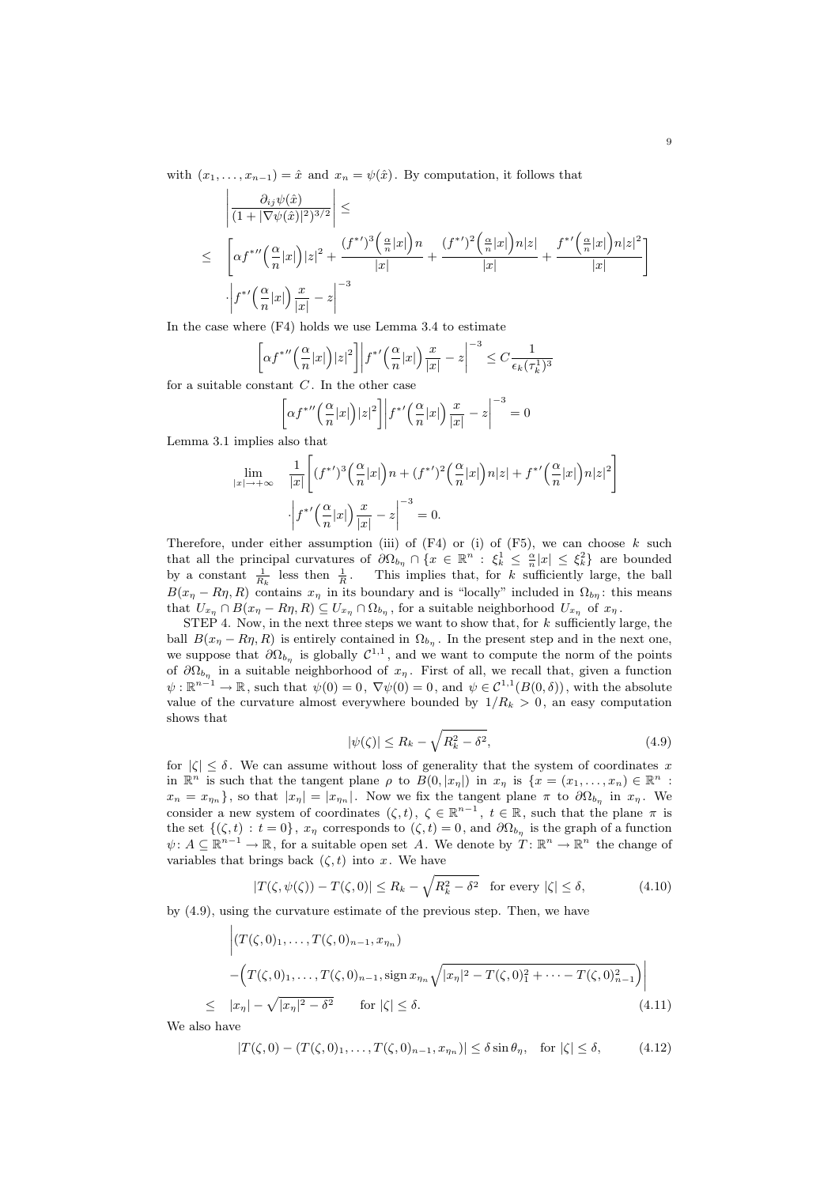with $(x_1, \ldots, x_{n-1}) = \hat{x}$ and $x_n = \psi(\hat{x})$. By computation, it follows that

$$
\begin{aligned}
&\left| \frac{\partial_{ij}\psi(\hat{x})}{(1+|\nabla\psi(\hat{x})|^2)^{3/2}} \right| \le \\
\le\ & \left[ \alpha f^{*\prime\prime}\Big(\frac{\alpha}{n}|x|\Big)|z|^2 + \frac{(f^{*\prime})^3\Big(\frac{\alpha}{n}|x|\Big)n}{|x|} + \frac{(f^{*\prime})^2\Big(\frac{\alpha}{n}|x|\Big)n|z|}{|x|} + \frac{f^{*\prime}\Big(\frac{\alpha}{n}|x|\Big)n|z|^2}{|x|} \right] \\
&\cdot \left| f^{*\prime}\Big(\frac{\alpha}{n}|x|\Big)\frac{x}{|x|} - z \right|^{-3}
\end{aligned}
$$

In the case where (F4) holds we use Lemma 3.4 to estimate

$$
\left[ \alpha f^{*\prime\prime}\Big(\frac{\alpha}{n}|x|\Big)|z|^2 \right] \left| f^{*\prime}\Big(\frac{\alpha}{n}|x|\Big)\frac{x}{|x|} - z \right|^{-3} \le C\frac{1}{\epsilon_k(\tau_k^1)^3}
$$

for a suitable constant $C$. In the other case

$$
\left[ \alpha f^{*\prime\prime}\Big(\frac{\alpha}{n}|x|\Big)|z|^2 \right] \left| f^{*\prime}\Big(\frac{\alpha}{n}|x|\Big)\frac{x}{|x|} - z \right|^{-3} = 0
$$

Lemma 3.1 implies also that

$$
\begin{aligned}
\lim_{|x|\to+\infty} \quad & \frac{1}{|x|}\left[ (f^{*\prime})^3\Big(\frac{\alpha}{n}|x|\Big)n + (f^{*\prime})^2\Big(\frac{\alpha}{n}|x|\Big)n|z| + f^{*\prime}\Big(\frac{\alpha}{n}|x|\Big)n|z|^2 \right] \\
& \cdot \left| f^{*\prime}\Big(\frac{\alpha}{n}|x|\Big)\frac{x}{|x|} - z \right|^{-3} = 0.
\end{aligned}
$$

Therefore, under either assumption (iii) of (F4) or (i) of (F5), we can choose $k$ such that all the principal curvatures of $\partial\Omega_{b_\eta} \cap \{x \in \mathbb{R}^n : \xi_k^1 \le \frac{\alpha}{n}|x| \le \xi_k^2\}$ are bounded by a constant $\frac{1}{R_k}$ less then $\frac{1}{R}$. This implies that, for $k$ sufficiently large, the ball $B(x_\eta - R\eta, R)$ contains $x_\eta$ in its boundary and is "locally" included in $\Omega_{b\eta}$: this means that $U_{x_\eta} \cap B(x_\eta - R\eta, R) \subseteq U_{x_\eta} \cap \Omega_{b_\eta}$, for a suitable neighborhood $U_{x_\eta}$ of $x_\eta$.

STEP 4. Now, in the next three steps we want to show that, for $k$ sufficiently large, the ball $B(x_\eta - R\eta, R)$ is entirely contained in $\Omega_{b_\eta}$. In the present step and in the next one, we suppose that $\partial\Omega_{b_\eta}$ is globally $\mathcal{C}^{1,1}$, and we want to compute the norm of the points of $\partial\Omega_{b_\eta}$ in a suitable neighborhood of $x_\eta$. First of all, we recall that, given a function $\psi : \mathbb{R}^{n-1} \to \mathbb{R}$, such that $\psi(0) = 0$, $\nabla\psi(0) = 0$, and $\psi \in \mathcal{C}^{1,1}(B(0,\delta))$, with the absolute value of the curvature almost everywhere bounded by $1/R_k > 0$, an easy computation shows that

$$
|\psi(\zeta)| \le R_k - \sqrt{R_k^2 - \delta^2}, \tag{4.9}
$$

for $|\zeta| \le \delta$. We can assume without loss of generality that the system of coordinates $x$ in $\mathbb{R}^n$ is such that the tangent plane $\rho$ to $B(0, |x_\eta|)$ in $x_\eta$ is $\{x = (x_1, \ldots, x_n) \in \mathbb{R}^n : x_n = x_{\eta_n}\}$, so that $|x_\eta| = |x_{\eta_n}|$. Now we fix the tangent plane $\pi$ to $\partial\Omega_{b_\eta}$ in $x_\eta$. We consider a new system of coordinates $(\zeta, t)$, $\zeta \in \mathbb{R}^{n-1}$, $t \in \mathbb{R}$, such that the plane $\pi$ is the set $\{(\zeta, t) : t = 0\}$, $x_\eta$ corresponds to $(\zeta, t) = 0$, and $\partial\Omega_{b_\eta}$ is the graph of a function $\psi: A \subseteq \mathbb{R}^{n-1} \to \mathbb{R}$, for a suitable open set $A$. We denote by $T: \mathbb{R}^n \to \mathbb{R}^n$ the change of variables that brings back $(\zeta, t)$ into $x$. We have

$$
|T(\zeta, \psi(\zeta)) - T(\zeta, 0)| \le R_k - \sqrt{R_k^2 - \delta^2} \quad \text{for every } |\zeta| \le \delta, \tag{4.10}
$$

by (4.9), using the curvature estimate of the previous step. Then, we have

$$
\begin{aligned}
&\Big| (T(\zeta,0)_1, \ldots, T(\zeta,0)_{n-1}, x_{\eta_n}) \\
&- \Big( T(\zeta,0)_1, \ldots, T(\zeta,0)_{n-1}, \operatorname{sign} x_{\eta_n} \sqrt{|x_\eta|^2 - T(\zeta,0)_1^2 + \cdots - T(\zeta,0)_{n-1}^2} \Big) \Big| \\
\le\ & |x_\eta| - \sqrt{|x_\eta|^2 - \delta^2} \qquad \text{for } |\zeta| \le \delta.
\end{aligned} \tag{4.11}
$$

We also have

$$
|T(\zeta, 0) - (T(\zeta,0)_1, \ldots, T(\zeta,0)_{n-1}, x_{\eta_n})| \le \delta \sin\theta_\eta, \quad \text{for } |\zeta| \le \delta, \tag{4.12}
$$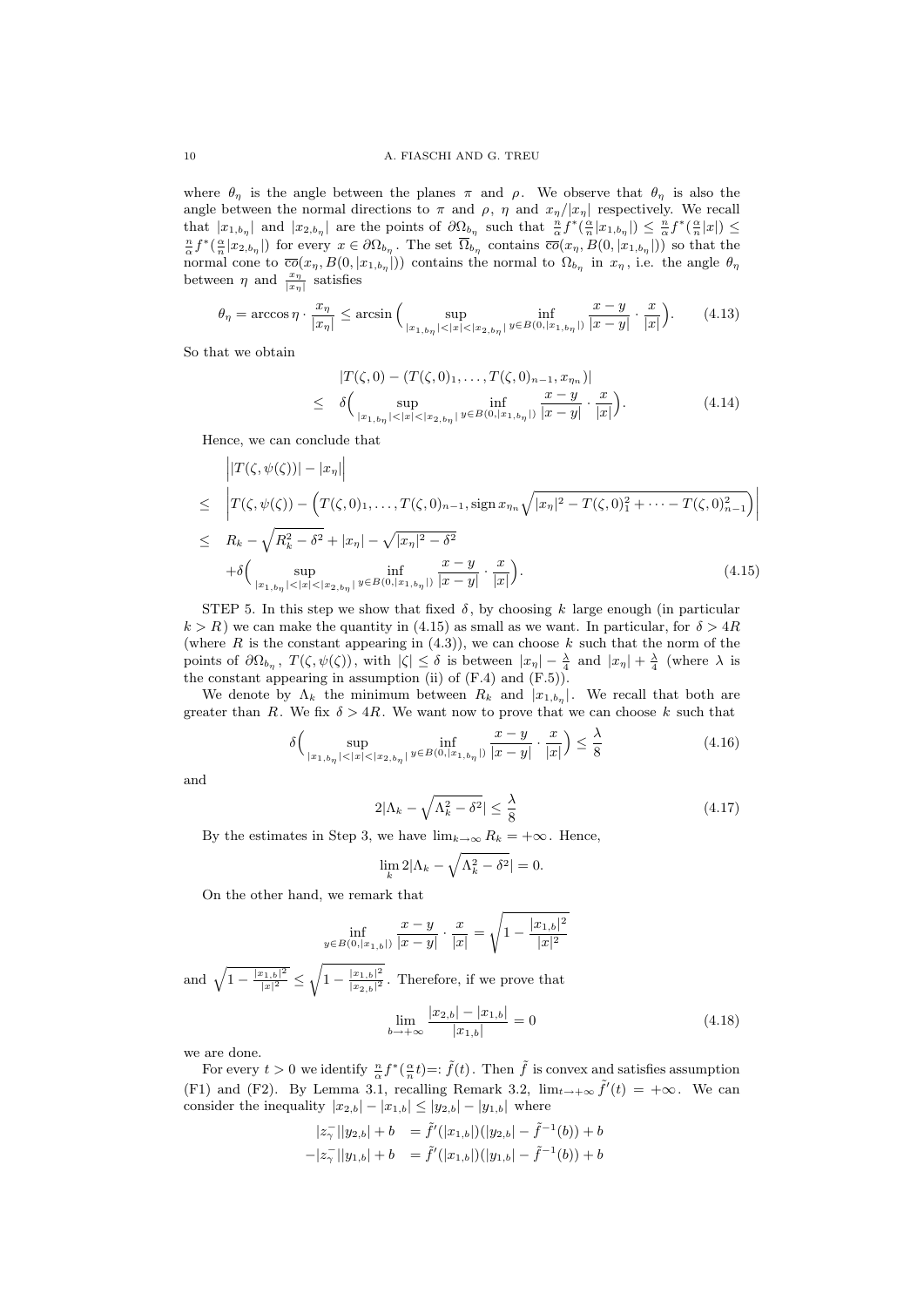where $\theta_\eta$ is the angle between the planes $\pi$ and $\rho$. We observe that $\theta_\eta$ is also the angle between the normal directions to $\pi$ and $\rho$, $\eta$ and $x_\eta/|x_\eta|$ respectively. We recall that $|x_{1,b_\eta}|$ and $|x_{2,b_\eta}|$ are the points of $\partial\Omega_{b_\eta}$ such that $\frac{n}{\alpha}f^*(\frac{\alpha}{n}|x_{1,b_\eta}|) \le \frac{n}{\alpha}f^*(\frac{\alpha}{n}|x|) \le \frac{n}{\alpha}f^*(\frac{\alpha}{n}|x_{2,b_\eta}|)$ for every $x \in \partial\Omega_{b_\eta}$. The set $\overline{\Omega}_{b_\eta}$ contains $\overline{co}(x_\eta, B(0,|x_{1,b_\eta}|))$ so that the normal cone to $\overline{co}(x_\eta, B(0,|x_{1,b_\eta}|))$ contains the normal to $\Omega_{b_\eta}$ in $x_\eta$, i.e. the angle $\theta_\eta$ between $\eta$ and $\frac{x_\eta}{|x_\eta|}$ satisfies

$$\theta_\eta = \arccos \eta \cdot \frac{x_\eta}{|x_\eta|} \le \arcsin\Big( \sup_{|x_{1,b_\eta}|<|x|<|x_{2,b_\eta}|} \inf_{y\in B(0,|x_{1,b_\eta}|)} \frac{x-y}{|x-y|}\cdot\frac{x}{|x|}\Big). \tag{4.13}$$

So that we obtain

$$\begin{aligned} &|T(\zeta,0) - (T(\zeta,0)_1,\ldots,T(\zeta,0)_{n-1},x_{\eta_n})| \\ \le\;& \delta\Big( \sup_{|x_{1,b_\eta}|<|x|<|x_{2,b_\eta}|} \inf_{y\in B(0,|x_{1,b_\eta}|)} \frac{x-y}{|x-y|}\cdot\frac{x}{|x|}\Big). \end{aligned} \tag{4.14}$$

Hence, we can conclude that

$$\begin{aligned} &\Big| |T(\zeta,\psi(\zeta))| - |x_\eta| \Big| \\ \le\;& \Big| T(\zeta,\psi(\zeta)) - \Big(T(\zeta,0)_1,\ldots,T(\zeta,0)_{n-1}, \operatorname{sign} x_{\eta_n}\sqrt{|x_\eta|^2 - T(\zeta,0)_1^2 + \cdots - T(\zeta,0)_{n-1}^2}\Big)\Big| \\ \le\;& R_k - \sqrt{R_k^2-\delta^2} + |x_\eta| - \sqrt{|x_\eta|^2-\delta^2} \\ &+\delta\Big( \sup_{|x_{1,b_\eta}|<|x|<|x_{2,b_\eta}|} \inf_{y\in B(0,|x_{1,b_\eta}|)} \frac{x-y}{|x-y|}\cdot\frac{x}{|x|}\Big). \end{aligned} \tag{4.15}$$

STEP 5. In this step we show that fixed $\delta$, by choosing $k$ large enough (in particular $k > R$) we can make the quantity in (4.15) as small as we want. In particular, for $\delta > 4R$ (where $R$ is the constant appearing in (4.3)), we can choose $k$ such that the norm of the points of $\partial\Omega_{b_\eta}$, $T(\zeta,\psi(\zeta))$, with $|\zeta| \le \delta$ is between $|x_\eta| - \frac{\lambda}{4}$ and $|x_\eta| + \frac{\lambda}{4}$ (where $\lambda$ is the constant appearing in assumption (ii) of (F.4) and (F.5)).

We denote by $\Lambda_k$ the minimum between $R_k$ and $|x_{1,b_\eta}|$. We recall that both are greater than $R$. We fix $\delta > 4R$. We want now to prove that we can choose $k$ such that

$$\delta\Big( \sup_{|x_{1,b_\eta}|<|x|<|x_{2,b_\eta}|} \inf_{y\in B(0,|x_{1,b_\eta}|)} \frac{x-y}{|x-y|}\cdot\frac{x}{|x|}\Big) \le \frac{\lambda}{8} \tag{4.16}$$

and

$$2|\Lambda_k - \sqrt{\Lambda_k^2-\delta^2}| \le \frac{\lambda}{8} \tag{4.17}$$

By the estimates in Step 3, we have $\lim_{k\to\infty} R_k = +\infty$. Hence,

$$\lim_k 2|\Lambda_k - \sqrt{\Lambda_k^2-\delta^2}| = 0.$$

On the other hand, we remark that

$$\inf_{y\in B(0,|x_{1,b}|)} \frac{x-y}{|x-y|}\cdot\frac{x}{|x|} = \sqrt{1-\frac{|x_{1,b}|^2}{|x|^2}}$$

and $\sqrt{1-\frac{|x_{1,b}|^2}{|x|^2}} \le \sqrt{1-\frac{|x_{1,b}|^2}{|x_{2,b}|^2}}$. Therefore, if we prove that

$$\lim_{b\to+\infty} \frac{|x_{2,b}|-|x_{1,b}|}{|x_{1,b}|} = 0 \tag{4.18}$$

we are done.

For every $t > 0$ we identify $\frac{n}{\alpha}f^*(\frac{\alpha}{n}t) =: \tilde{f}(t)$. Then $\tilde{f}$ is convex and satisfies assumption (F1) and (F2). By Lemma 3.1, recalling Remark 3.2, $\lim_{t\to+\infty}\tilde{f}'(t) = +\infty$. We can consider the inequality $|x_{2,b}| - |x_{1,b}| \le |y_{2,b}| - |y_{1,b}|$ where

$$\begin{aligned} |z_\gamma^-||y_{2,b}| + b \;&= \tilde{f}'(|x_{1,b}|)(|y_{2,b}| - \tilde{f}^{-1}(b)) + b \\ -|z_\gamma^-||y_{1,b}| + b \;&= \tilde{f}'(|x_{1,b}|)(|y_{1,b}| - \tilde{f}^{-1}(b)) + b \end{aligned}$$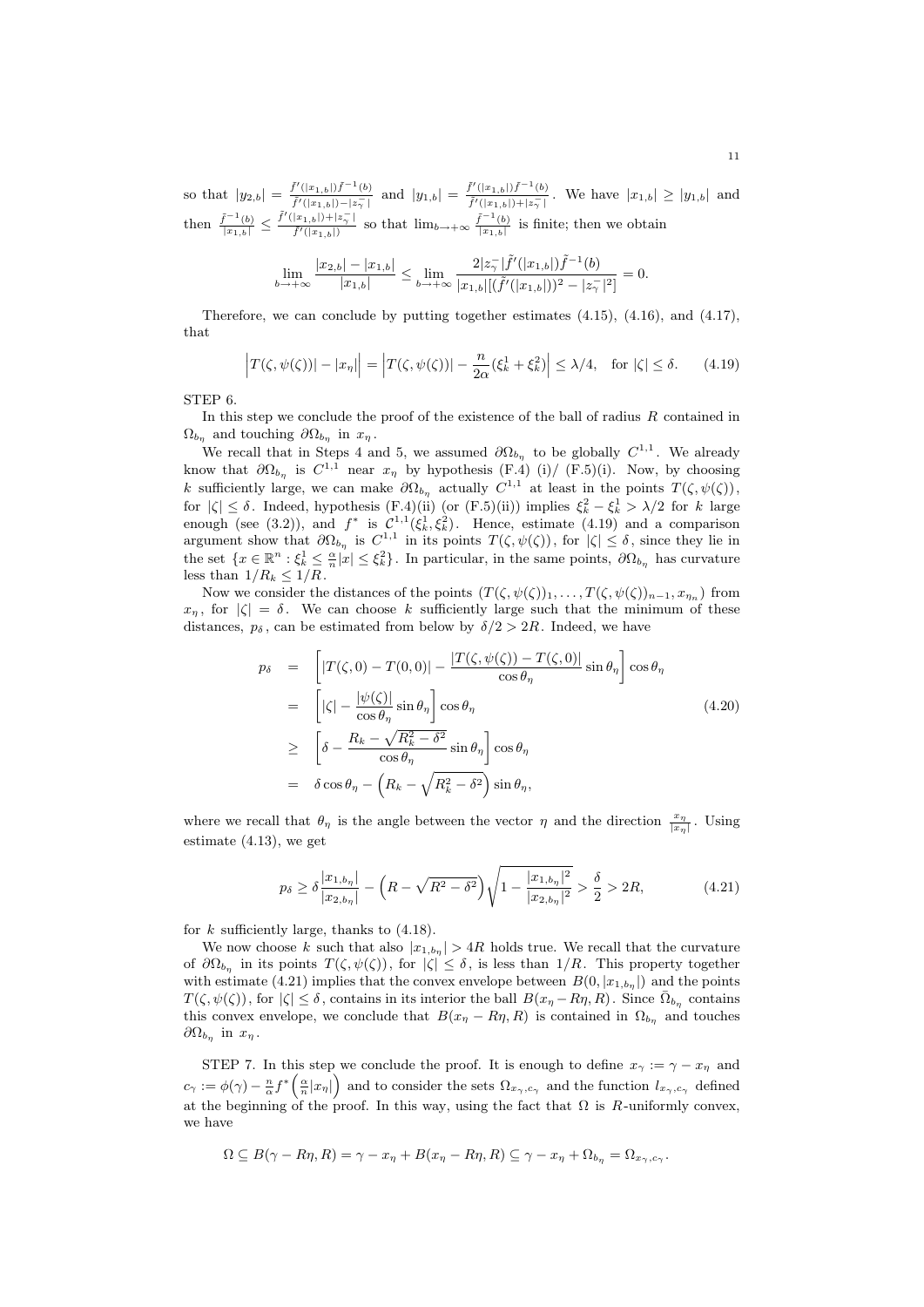so that $|y_{2,b}| = \frac{\tilde{f}'(|x_{1,b}|)\tilde{f}^{-1}(b)}{\tilde{f}'(|x_{1,b}|)-|z_\gamma^-|}$ and $|y_{1,b}| = \frac{\tilde{f}'(|x_{1,b}|)\tilde{f}^{-1}(b)}{\tilde{f}'(|x_{1,b}|)+|z_\gamma^-|}$. We have $|x_{1,b}| \geq |y_{1,b}|$ and then $\frac{\tilde{f}^{-1}(b)}{|x_{1,b}|} \leq \frac{\tilde{f}'(|x_{1,b}|)+|z_\gamma^-|}{\tilde{f}'(|x_{1,b}|)}$ so that $\lim_{b\to+\infty} \frac{\tilde{f}^{-1}(b)}{|x_{1,b}|}$ is finite; then we obtain

$$\lim_{b\to+\infty} \frac{|x_{2,b}| - |x_{1,b}|}{|x_{1,b}|} \leq \lim_{b\to+\infty} \frac{2|z_\gamma^-|\tilde{f}'(|x_{1,b}|)\tilde{f}^{-1}(b)}{|x_{1,b}|[(\tilde{f}'(|x_{1,b}|))^2 - |z_\gamma^-|^2]} = 0.$$

Therefore, we can conclude by putting together estimates (4.15), (4.16), and (4.17), that

$$\Big|T(\zeta,\psi(\zeta))| - |x_\eta|\Big| = \Big|T(\zeta,\psi(\zeta))| - \frac{n}{2\alpha}(\xi_k^1 + \xi_k^2)\Big| \leq \lambda/4, \quad \text{for } |\zeta| \leq \delta. \qquad (4.19)$$

STEP 6.

In this step we conclude the proof of the existence of the ball of radius $R$ contained in $\Omega_{b_\eta}$ and touching $\partial\Omega_{b_\eta}$ in $x_\eta$.

We recall that in Steps 4 and 5, we assumed $\partial\Omega_{b_\eta}$ to be globally $C^{1,1}$. We already know that $\partial\Omega_{b_\eta}$ is $C^{1,1}$ near $x_\eta$ by hypothesis (F.4) (i)/ (F.5)(i). Now, by choosing $k$ sufficiently large, we can make $\partial\Omega_{b_\eta}$ actually $C^{1,1}$ at least in the points $T(\zeta,\psi(\zeta))$, for $|\zeta| \leq \delta$. Indeed, hypothesis (F.4)(ii) (or (F.5)(ii)) implies $\xi_k^2 - \xi_k^1 > \lambda/2$ for $k$ large enough (see (3.2)), and $f^*$ is $\mathcal{C}^{1,1}(\xi_k^1, \xi_k^2)$. Hence, estimate (4.19) and a comparison argument show that $\partial\Omega_{b_\eta}$ is $C^{1,1}$ in its points $T(\zeta,\psi(\zeta))$, for $|\zeta| \leq \delta$, since they lie in the set $\{x \in \mathbb{R}^n : \xi_k^1 \leq \frac{\alpha}{n}|x| \leq \xi_k^2\}$. In particular, in the same points, $\partial\Omega_{b_\eta}$ has curvature less than $1/R_k \leq 1/R$.

Now we consider the distances of the points $(T(\zeta,\psi(\zeta))_1, \ldots, T(\zeta,\psi(\zeta))_{n-1}, x_{\eta_n})$ from $x_\eta$, for $|\zeta| = \delta$. We can choose $k$ sufficiently large such that the minimum of these distances, $p_\delta$, can be estimated from below by $\delta/2 > 2R$. Indeed, we have

$$\begin{aligned}
p_\delta &= \left[|T(\zeta,0) - T(0,0)| - \frac{|T(\zeta,\psi(\zeta)) - T(\zeta,0)|}{\cos\theta_\eta}\sin\theta_\eta\right]\cos\theta_\eta \\
&= \left[|\zeta| - \frac{|\psi(\zeta)|}{\cos\theta_\eta}\sin\theta_\eta\right]\cos\theta_\eta \qquad (4.20)\\
&\geq \left[\delta - \frac{R_k - \sqrt{R_k^2 - \delta^2}}{\cos\theta_\eta}\sin\theta_\eta\right]\cos\theta_\eta \\
&= \delta\cos\theta_\eta - \left(R_k - \sqrt{R_k^2 - \delta^2}\right)\sin\theta_\eta,
\end{aligned}$$

where we recall that $\theta_\eta$ is the angle between the vector $\eta$ and the direction $\frac{x_\eta}{|x_\eta|}$. Using estimate (4.13), we get

$$p_\delta \geq \delta\frac{|x_{1,b_\eta}|}{|x_{2,b_\eta}|} - \left(R - \sqrt{R^2 - \delta^2}\right)\sqrt{1 - \frac{|x_{1,b_\eta}|^2}{|x_{2,b_\eta}|^2}} > \frac{\delta}{2} > 2R, \qquad (4.21)$$

for $k$ sufficiently large, thanks to (4.18).

We now choose $k$ such that also $|x_{1,b_\eta}| > 4R$ holds true. We recall that the curvature of $\partial\Omega_{b_\eta}$ in its points $T(\zeta,\psi(\zeta))$, for $|\zeta| \leq \delta$, is less than $1/R$. This property together with estimate (4.21) implies that the convex envelope between $B(0, |x_{1,b_\eta}|)$ and the points $T(\zeta,\psi(\zeta))$, for $|\zeta| \leq \delta$, contains in its interior the ball $B(x_\eta - R\eta, R)$. Since $\bar{\Omega}_{b_\eta}$ contains this convex envelope, we conclude that $B(x_\eta - R\eta, R)$ is contained in $\Omega_{b_\eta}$ and touches $\partial\Omega_{b_\eta}$ in $x_\eta$.

STEP 7. In this step we conclude the proof. It is enough to define $x_\gamma := \gamma - x_\eta$ and $c_\gamma := \phi(\gamma) - \frac{n}{\alpha}f^*\left(\frac{\alpha}{n}|x_\eta|\right)$ and to consider the sets $\Omega_{x_\gamma,c_\gamma}$ and the function $l_{x_\gamma,c_\gamma}$ defined at the beginning of the proof. In this way, using the fact that $\Omega$ is $R$-uniformly convex, we have

$$\Omega \subseteq B(\gamma - R\eta, R) = \gamma - x_\eta + B(x_\eta - R\eta, R) \subseteq \gamma - x_\eta + \Omega_{b_\eta} = \Omega_{x_\gamma,c_\gamma}.$$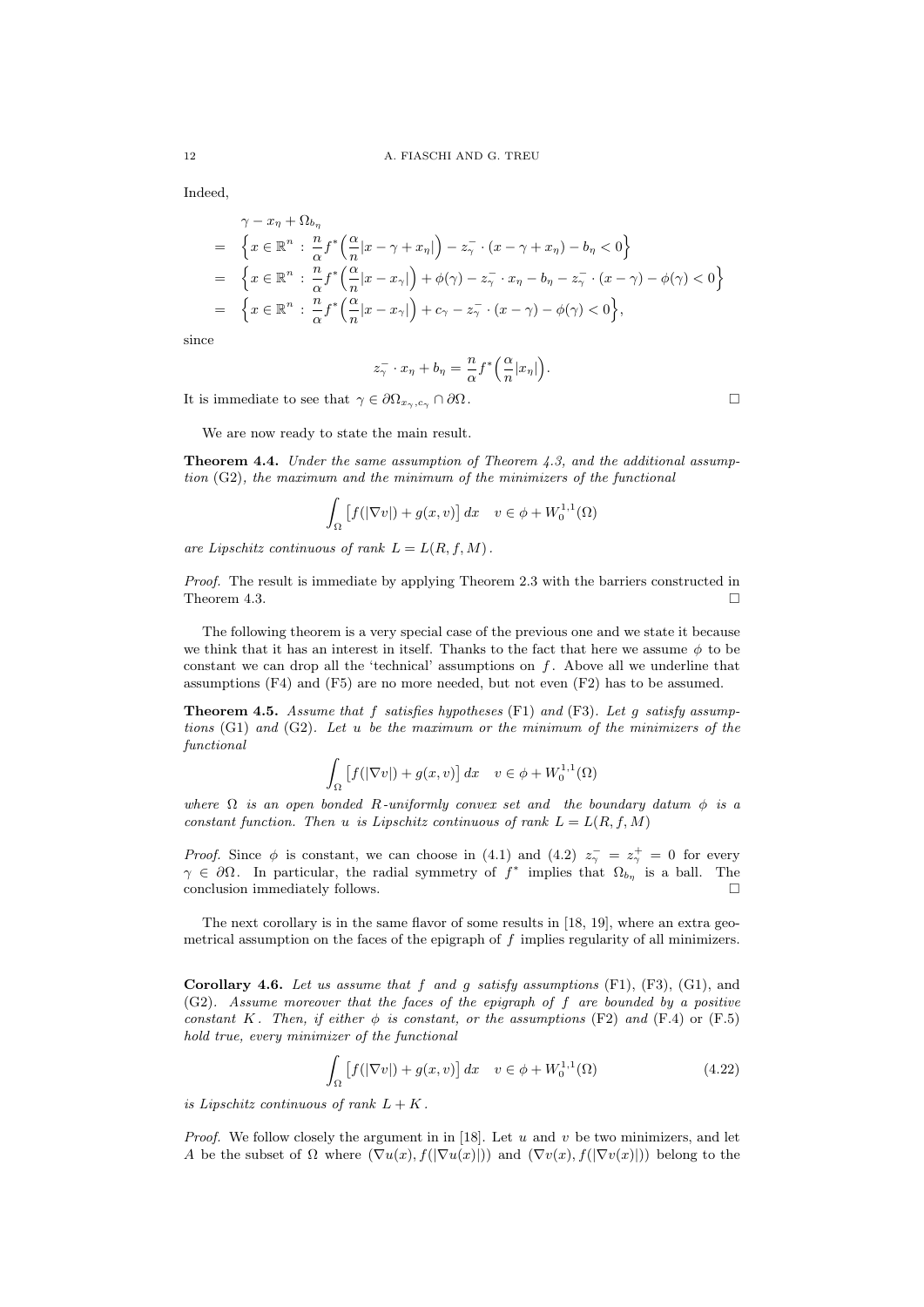Indeed,

$$
\begin{aligned}
& \gamma - x_\eta + \Omega_{b_\eta} \\
= & \Big\{ x \in \mathbb{R}^n \,:\, \frac{n}{\alpha} f^* \Big( \frac{\alpha}{n} |x - \gamma + x_\eta| \Big) - z_\gamma^- \cdot (x - \gamma + x_\eta) - b_\eta < 0 \Big\} \\
= & \Big\{ x \in \mathbb{R}^n \,:\, \frac{n}{\alpha} f^* \Big( \frac{\alpha}{n} |x - x_\gamma| \Big) + \phi(\gamma) - z_\gamma^- \cdot x_\eta - b_\eta - z_\gamma^- \cdot (x - \gamma) - \phi(\gamma) < 0 \Big\} \\
= & \Big\{ x \in \mathbb{R}^n \,:\, \frac{n}{\alpha} f^* \Big( \frac{\alpha}{n} |x - x_\gamma| \Big) + c_\gamma - z_\gamma^- \cdot (x - \gamma) - \phi(\gamma) < 0 \Big\},
\end{aligned}
$$

since

$$
z_\gamma^- \cdot x_\eta + b_\eta = \frac{n}{\alpha} f^* \Big( \frac{\alpha}{n} |x_\eta| \Big).
$$

It is immediate to see that $\gamma \in \partial\Omega_{x_\gamma, c_\gamma} \cap \partial\Omega$. □

We are now ready to state the main result.

**Theorem 4.4.** *Under the same assumption of Theorem 4.3, and the additional assumption* (G2)*, the maximum and the minimum of the minimizers of the functional*

$$
\int_\Omega \big[ f(|\nabla v|) + g(x, v) \big] \, dx \quad v \in \phi + W_0^{1,1}(\Omega)
$$

*are Lipschitz continuous of rank $L = L(R, f, M)$.*

*Proof.* The result is immediate by applying Theorem 2.3 with the barriers constructed in Theorem 4.3. □

The following theorem is a very special case of the previous one and we state it because we think that it has an interest in itself. Thanks to the fact that here we assume $\phi$ to be constant we can drop all the 'technical' assumptions on $f$. Above all we underline that assumptions (F4) and (F5) are no more needed, but not even (F2) has to be assumed.

**Theorem 4.5.** *Assume that $f$ satisfies hypotheses* (F1) *and* (F3)*. Let $g$ satisfy assumptions* (G1) *and* (G2)*. Let $u$ be the maximum or the minimum of the minimizers of the functional*

$$
\int_\Omega \big[ f(|\nabla v|) + g(x, v) \big] \, dx \quad v \in \phi + W_0^{1,1}(\Omega)
$$

*where $\Omega$ is an open bonded $R$-uniformly convex set and the boundary datum $\phi$ is a constant function. Then $u$ is Lipschitz continuous of rank $L = L(R, f, M)$*

*Proof.* Since $\phi$ is constant, we can choose in (4.1) and (4.2) $z_\gamma^- = z_\gamma^+ = 0$ for every $\gamma \in \partial\Omega$. In particular, the radial symmetry of $f^*$ implies that $\Omega_{b_\eta}$ is a ball. The conclusion immediately follows. □

The next corollary is in the same flavor of some results in [18, 19], where an extra geometrical assumption on the faces of the epigraph of $f$ implies regularity of all minimizers.

**Corollary 4.6.** *Let us assume that $f$ and $g$ satisfy assumptions* (F1)*,* (F3)*,* (G1)*, and* (G2)*. Assume moreover that the faces of the epigraph of $f$ are bounded by a positive constant $K$. Then, if either $\phi$ is constant, or the assumptions* (F2) *and* (F.4) *or* (F.5) *hold true, every minimizer of the functional*

$$
\int_\Omega \big[ f(|\nabla v|) + g(x, v) \big] \, dx \quad v \in \phi + W_0^{1,1}(\Omega) \tag{4.22}
$$

*is Lipschitz continuous of rank $L + K$.*

*Proof.* We follow closely the argument in in [18]. Let $u$ and $v$ be two minimizers, and let $A$ be the subset of $\Omega$ where $(\nabla u(x), f(|\nabla u(x)|))$ and $(\nabla v(x), f(|\nabla v(x)|))$ belong to the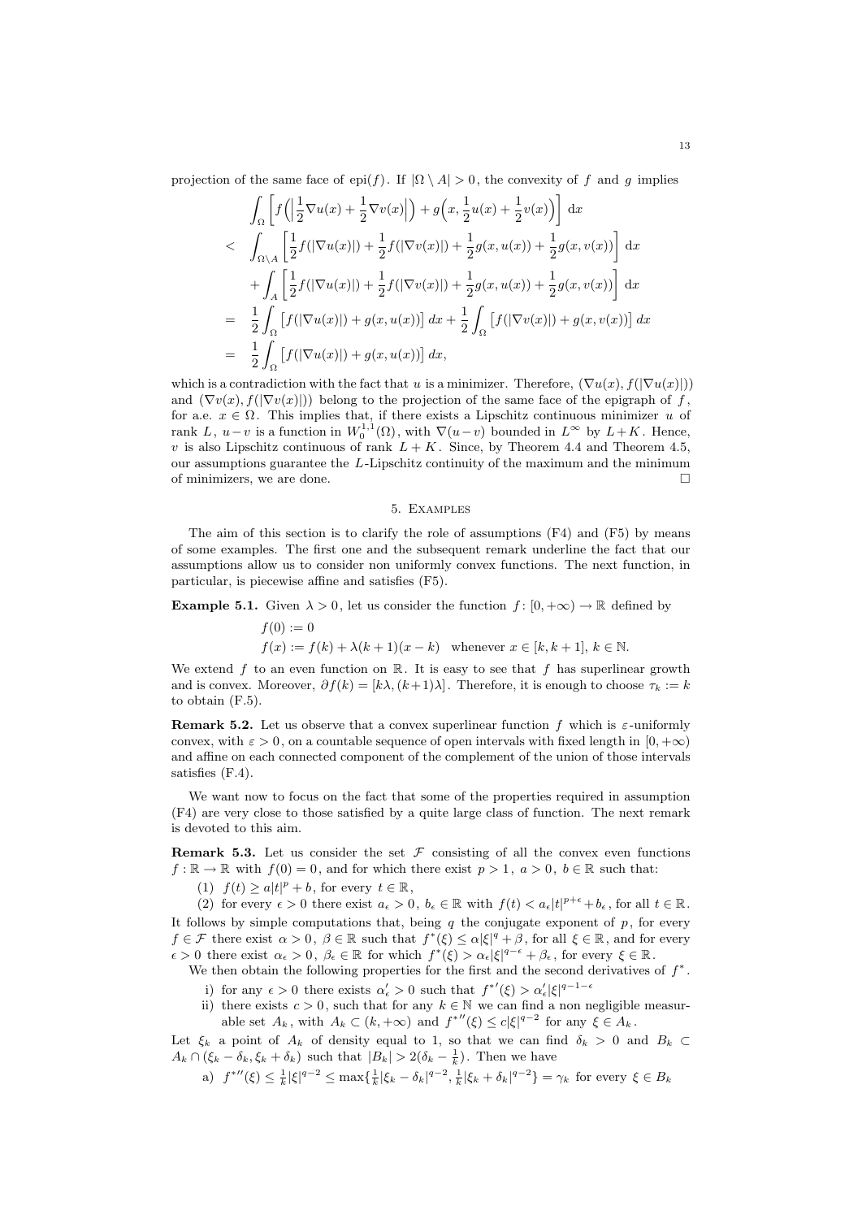projection of the same face of $\mathrm{epi}(f)$. If $|\Omega \setminus A| > 0$, the convexity of $f$ and $g$ implies

$$
\begin{aligned}
& \int_\Omega \left[ f\Big( \Big|\frac{1}{2}\nabla u(x) + \frac{1}{2}\nabla v(x)\Big|\Big) + g\Big(x, \frac{1}{2}u(x) + \frac{1}{2}v(x)\Big)\right] \,\mathrm{d}x \\
< \; & \int_{\Omega\setminus A} \left[\frac{1}{2}f(|\nabla u(x)|) + \frac{1}{2}f(|\nabla v(x)|) + \frac{1}{2}g(x,u(x)) + \frac{1}{2}g(x,v(x))\right] \,\mathrm{d}x \\
& + \int_A \left[\frac{1}{2}f(|\nabla u(x)|) + \frac{1}{2}f(|\nabla v(x)|) + \frac{1}{2}g(x,u(x)) + \frac{1}{2}g(x,v(x))\right] \,\mathrm{d}x \\
= \; & \frac{1}{2}\int_\Omega \big[f(|\nabla u(x)|) + g(x,u(x))\big]\, dx + \frac{1}{2}\int_\Omega \big[f(|\nabla v(x)|) + g(x,v(x))\big]\, dx \\
= \; & \frac{1}{2}\int_\Omega \big[f(|\nabla u(x)|) + g(x,u(x))\big]\, dx,
\end{aligned}
$$

which is a contradiction with the fact that $u$ is a minimizer. Therefore, $(\nabla u(x), f(|\nabla u(x)|))$ and $(\nabla v(x), f(|\nabla v(x)|))$ belong to the projection of the same face of the epigraph of $f$, for a.e. $x \in \Omega$. This implies that, if there exists a Lipschitz continuous minimizer $u$ of rank $L$, $u - v$ is a function in $W_0^{1,1}(\Omega)$, with $\nabla(u-v)$ bounded in $L^\infty$ by $L+K$. Hence, $v$ is also Lipschitz continuous of rank $L+K$. Since, by Theorem 4.4 and Theorem 4.5, our assumptions guarantee the $L$-Lipschitz continuity of the maximum and the minimum of minimizers, we are done. □

## 5. Examples

The aim of this section is to clarify the role of assumptions (F4) and (F5) by means of some examples. The first one and the subsequent remark underline the fact that our assumptions allow us to consider non uniformly convex functions. The next function, in particular, is piecewise affine and satisfies (F5).

**Example 5.1.** Given $\lambda > 0$, let us consider the function $f\colon [0,+\infty) \to \mathbb{R}$ defined by

$$
\begin{aligned}
& f(0) := 0 \\
& f(x) := f(k) + \lambda(k+1)(x-k) \quad \text{whenever } x \in [k, k+1],\ k \in \mathbb{N}.
\end{aligned}
$$

We extend $f$ to an even function on $\mathbb{R}$. It is easy to see that $f$ has superlinear growth and is convex. Moreover, $\partial f(k) = [k\lambda, (k+1)\lambda]$. Therefore, it is enough to choose $\tau_k := k$ to obtain (F.5).

**Remark 5.2.** Let us observe that a convex superlinear function $f$ which is $\varepsilon$-uniformly convex, with $\varepsilon > 0$, on a countable sequence of open intervals with fixed length in $[0,+\infty)$ and affine on each connected component of the complement of the union of those intervals satisfies (F.4).

We want now to focus on the fact that some of the properties required in assumption (F4) are very close to those satisfied by a quite large class of function. The next remark is devoted to this aim.

**Remark 5.3.** Let us consider the set $\mathcal{F}$ consisting of all the convex even functions $f:\mathbb{R}\to\mathbb{R}$ with $f(0)=0$, and for which there exist $p>1$, $a>0$, $b\in\mathbb{R}$ such that:

(1) $f(t) \geq a|t|^p + b$, for every $t \in \mathbb{R}$,

(2) for every $\epsilon > 0$ there exist $a_\epsilon > 0$, $b_\epsilon \in \mathbb{R}$ with $f(t) < a_\epsilon |t|^{p+\epsilon} + b_\epsilon$, for all $t \in \mathbb{R}$.

It follows by simple computations that, being $q$ the conjugate exponent of $p$, for every $f \in \mathcal{F}$ there exist $\alpha > 0$, $\beta \in \mathbb{R}$ such that $f^*(\xi) \leq \alpha|\xi|^q + \beta$, for all $\xi \in \mathbb{R}$, and for every $\epsilon > 0$ there exist $\alpha_\epsilon > 0$, $\beta_\epsilon \in \mathbb{R}$ for which $f^*(\xi) > \alpha_\epsilon |\xi|^{q-\epsilon} + \beta_\epsilon$, for every $\xi \in \mathbb{R}$.

We then obtain the following properties for the first and the second derivatives of $f^*$.

i) for any $\epsilon > 0$ there exists $\alpha'_\epsilon > 0$ such that $f^{*\prime}(\xi) > \alpha'_\epsilon |\xi|^{q-1-\epsilon}$

ii) there exists $c > 0$, such that for any $k \in \mathbb{N}$ we can find a non negligible measurable set $A_k$, with $A_k \subset (k, +\infty)$ and $f^{*\prime\prime}(\xi) \leq c|\xi|^{q-2}$ for any $\xi \in A_k$.

Let $\xi_k$ a point of $A_k$ of density equal to 1, so that we can find $\delta_k > 0$ and $B_k \subset A_k \cap (\xi_k - \delta_k, \xi_k + \delta_k)$ such that $|B_k| > 2(\delta_k - \frac{1}{k})$. Then we have

a) $f^{*\prime\prime}(\xi) \leq \frac{1}{k}|\xi|^{q-2} \leq \max\{\frac{1}{k}|\xi_k - \delta_k|^{q-2}, \frac{1}{k}|\xi_k + \delta_k|^{q-2}\} = \gamma_k$ for every $\xi \in B_k$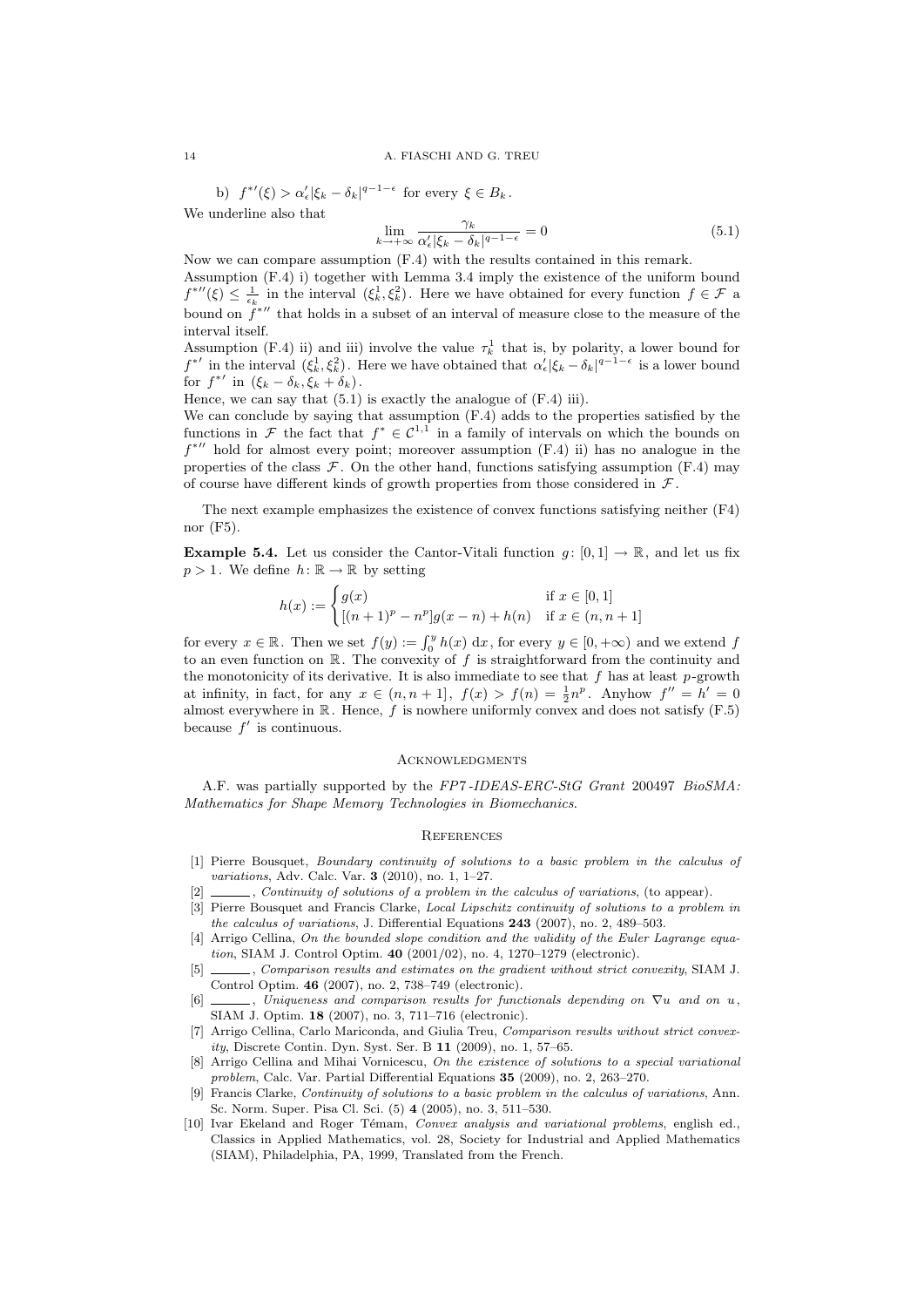b) $f^{*\prime}(\xi) > \alpha'_\epsilon|\xi_k - \delta_k|^{q-1-\epsilon}$ for every $\xi \in B_k$.

We underline also that

$$\lim_{k\to+\infty} \frac{\gamma_k}{\alpha'_\epsilon|\xi_k - \delta_k|^{q-1-\epsilon}} = 0 \tag{5.1}$$

Now we can compare assumption (F.4) with the results contained in this remark.

Assumption (F.4) i) together with Lemma 3.4 imply the existence of the uniform bound $f^{*\prime\prime}(\xi) \leq \frac{1}{\epsilon_k}$ in the interval $(\xi_k^1, \xi_k^2)$. Here we have obtained for every function $f \in \mathcal{F}$ a bound on $f^{*\prime\prime}$ that holds in a subset of an interval of measure close to the measure of the interval itself.

Assumption (F.4) ii) and iii) involve the value $\tau_k^1$ that is, by polarity, a lower bound for $f^{*\prime}$ in the interval $(\xi_k^1, \xi_k^2)$. Here we have obtained that $\alpha'_\epsilon|\xi_k - \delta_k|^{q-1-\epsilon}$ is a lower bound for $f^{*\prime}$ in $(\xi_k - \delta_k, \xi_k + \delta_k)$.

Hence, we can say that (5.1) is exactly the analogue of (F.4) iii).

We can conclude by saying that assumption (F.4) adds to the properties satisfied by the functions in $\mathcal{F}$ the fact that $f^* \in \mathcal{C}^{1,1}$ in a family of intervals on which the bounds on $f^{*\prime\prime}$ hold for almost every point; moreover assumption (F.4) ii) has no analogue in the properties of the class $\mathcal{F}$. On the other hand, functions satisfying assumption (F.4) may of course have different kinds of growth properties from those considered in $\mathcal{F}$.

The next example emphasizes the existence of convex functions satisfying neither (F4) nor (F5).

**Example 5.4.** Let us consider the Cantor-Vitali function $g\colon [0,1] \to \mathbb{R}$, and let us fix $p > 1$. We define $h\colon \mathbb{R} \to \mathbb{R}$ by setting

$$h(x) := \begin{cases} g(x) & \text{if } x \in [0,1] \\ [(n+1)^p - n^p]g(x-n) + h(n) & \text{if } x \in (n, n+1] \end{cases}$$

for every $x \in \mathbb{R}$. Then we set $f(y) := \int_0^y h(x)\,\mathrm{d}x$, for every $y \in [0, +\infty)$ and we extend $f$ to an even function on $\mathbb{R}$. The convexity of $f$ is straightforward from the continuity and the monotonicity of its derivative. It is also immediate to see that $f$ has at least $p$-growth at infinity, in fact, for any $x \in (n, n+1]$, $f(x) > f(n) = \frac{1}{2}n^p$. Anyhow $f'' = h' = 0$ almost everywhere in $\mathbb{R}$. Hence, $f$ is nowhere uniformly convex and does not satisfy (F.5) because $f'$ is continuous.

## Acknowledgments

A.F. was partially supported by the *FP7-IDEAS-ERC-StG Grant* 200497 *BioSMA: Mathematics for Shape Memory Technologies in Biomechanics*.

## References

[1] Pierre Bousquet, *Boundary continuity of solutions to a basic problem in the calculus of variations*, Adv. Calc. Var. **3** (2010), no. 1, 1–27.

[2] ______, *Continuity of solutions of a problem in the calculus of variations*, (to appear).

[3] Pierre Bousquet and Francis Clarke, *Local Lipschitz continuity of solutions to a problem in the calculus of variations*, J. Differential Equations **243** (2007), no. 2, 489–503.

[4] Arrigo Cellina, *On the bounded slope condition and the validity of the Euler Lagrange equation*, SIAM J. Control Optim. **40** (2001/02), no. 4, 1270–1279 (electronic).

[5] ______, *Comparison results and estimates on the gradient without strict convexity*, SIAM J. Control Optim. **46** (2007), no. 2, 738–749 (electronic).

[6] ______, *Uniqueness and comparison results for functionals depending on $\nabla u$ and on $u$*, SIAM J. Optim. **18** (2007), no. 3, 711–716 (electronic).

[7] Arrigo Cellina, Carlo Mariconda, and Giulia Treu, *Comparison results without strict convexity*, Discrete Contin. Dyn. Syst. Ser. B **11** (2009), no. 1, 57–65.

[8] Arrigo Cellina and Mihai Vornicescu, *On the existence of solutions to a special variational problem*, Calc. Var. Partial Differential Equations **35** (2009), no. 2, 263–270.

[9] Francis Clarke, *Continuity of solutions to a basic problem in the calculus of variations*, Ann. Sc. Norm. Super. Pisa Cl. Sci. (5) **4** (2005), no. 3, 511–530.

[10] Ivar Ekeland and Roger Témam, *Convex analysis and variational problems*, english ed., Classics in Applied Mathematics, vol. 28, Society for Industrial and Applied Mathematics (SIAM), Philadelphia, PA, 1999, Translated from the French.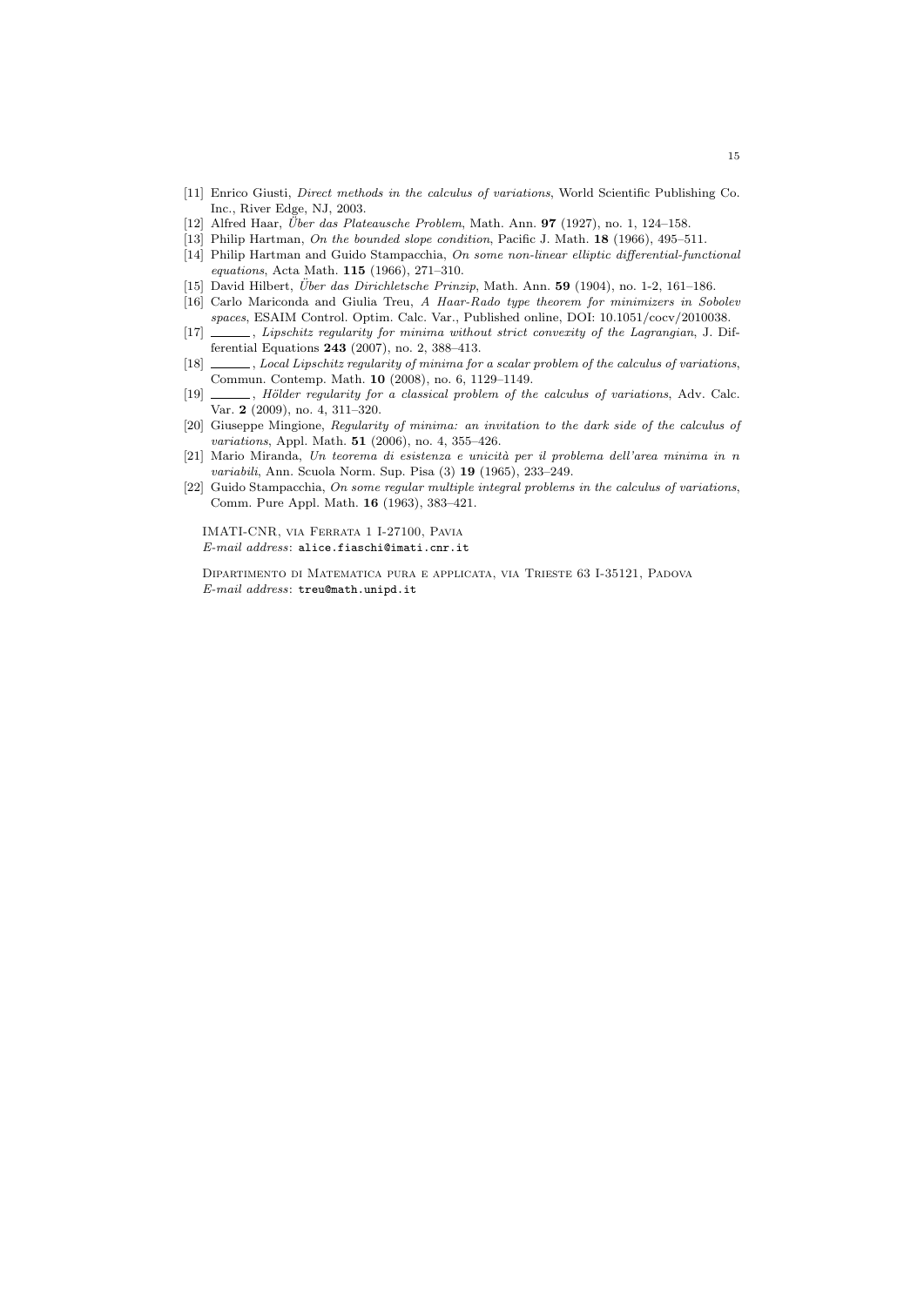[11] Enrico Giusti, *Direct methods in the calculus of variations*, World Scientific Publishing Co. Inc., River Edge, NJ, 2003.

[12] Alfred Haar, *Über das Plateausche Problem*, Math. Ann. **97** (1927), no. 1, 124–158.

[13] Philip Hartman, *On the bounded slope condition*, Pacific J. Math. **18** (1966), 495–511.

[14] Philip Hartman and Guido Stampacchia, *On some non-linear elliptic differential-functional equations*, Acta Math. **115** (1966), 271–310.

[15] David Hilbert, *Über das Dirichletsche Prinzip*, Math. Ann. **59** (1904), no. 1-2, 161–186.

[16] Carlo Mariconda and Giulia Treu, *A Haar-Rado type theorem for minimizers in Sobolev spaces*, ESAIM Control. Optim. Calc. Var., Published online, DOI: 10.1051/cocv/2010038.

[17] ______, *Lipschitz regularity for minima without strict convexity of the Lagrangian*, J. Differential Equations **243** (2007), no. 2, 388–413.

[18] ______, *Local Lipschitz regularity of minima for a scalar problem of the calculus of variations*, Commun. Contemp. Math. **10** (2008), no. 6, 1129–1149.

[19] ______, *Hölder regularity for a classical problem of the calculus of variations*, Adv. Calc. Var. **2** (2009), no. 4, 311–320.

[20] Giuseppe Mingione, *Regularity of minima: an invitation to the dark side of the calculus of variations*, Appl. Math. **51** (2006), no. 4, 355–426.

[21] Mario Miranda, *Un teorema di esistenza e unicità per il problema dell'area minima in n variabili*, Ann. Scuola Norm. Sup. Pisa (3) **19** (1965), 233–249.

[22] Guido Stampacchia, *On some regular multiple integral problems in the calculus of variations*, Comm. Pure Appl. Math. **16** (1963), 383–421.

IMATI-CNR, via Ferrata 1 I-27100, Pavia
*E-mail address*: alice.fiaschi@imati.cnr.it

Dipartimento di Matematica pura e applicata, via Trieste 63 I-35121, Padova
*E-mail address*: treu@math.unipd.it